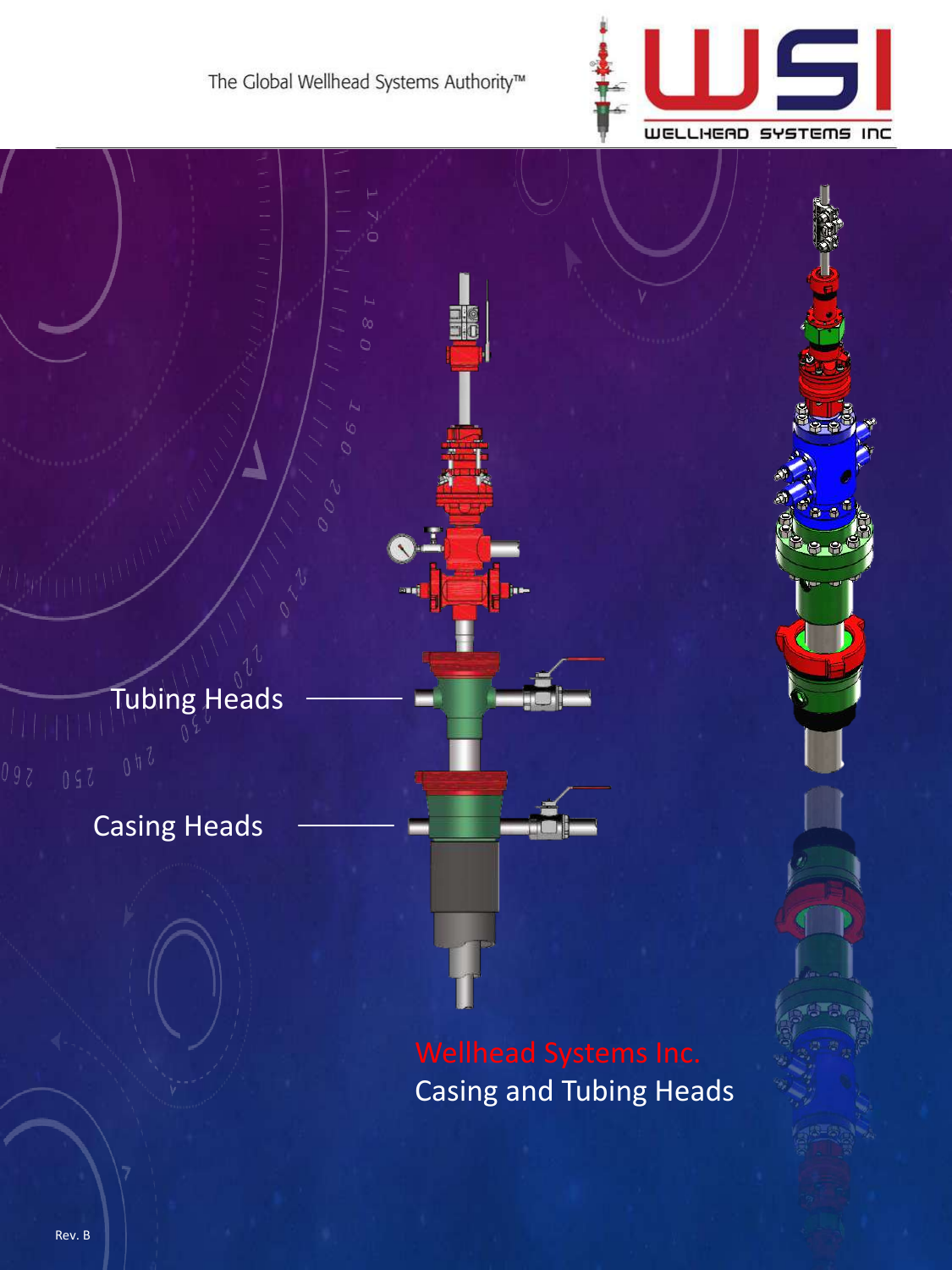The Global Wellhead Systems Authority™

WSI WELLHEAD SYSTEMS INC

Tubing Heads

Casing Heads

# Wellhead Systems Inc.

# Casing and Tubing Heads

Rev. B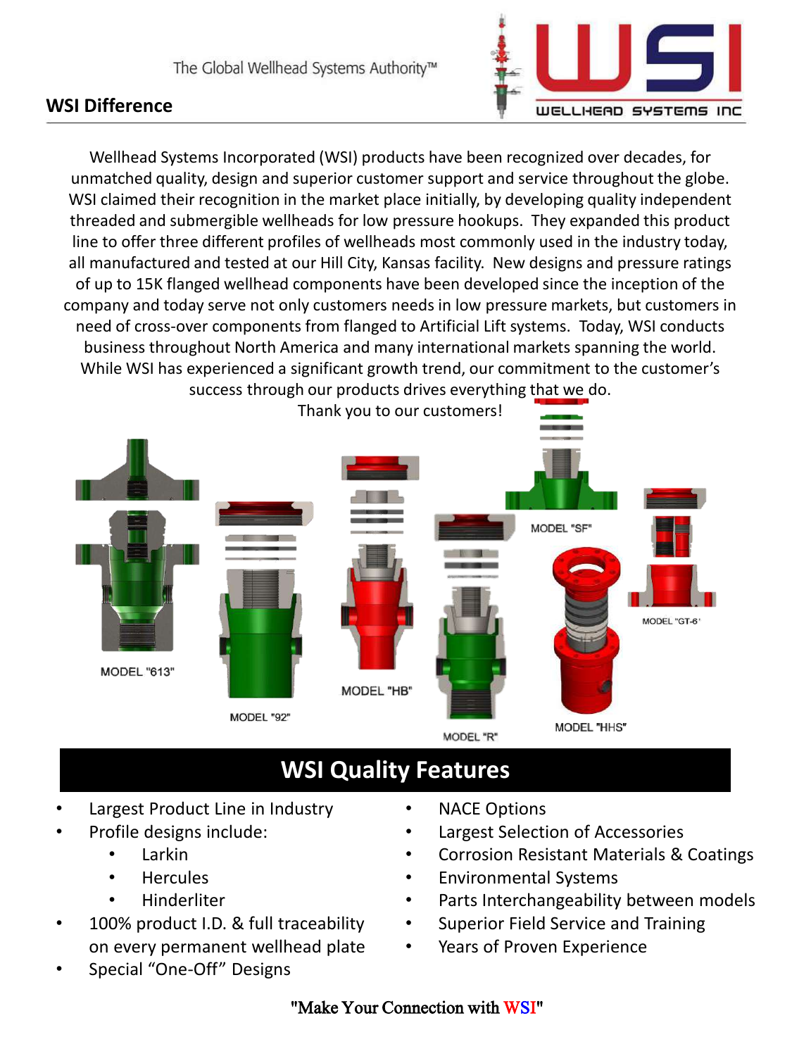The Global Wellhead Systems Authority™

## WSI Difference

Wellhead Systems Incorporated (WSI) products have been recognized over decades, for unmatched quality, design and superior customer support and service throughout the globe. WSI claimed their recognition in the market place initially, by developing quality independent threaded and submergible wellheads for low pressure hookups. They expanded this product line to offer three different profiles of wellheads most commonly used in the industry today, all manufactured and tested at our Hill City, Kansas facility. New designs and pressure ratings of up to 15K flanged wellhead components have been developed since the inception of the company and today serve not only customers needs in low pressure markets, but customers in need of cross-over components from flanged to Artificial Lift systems. Today, WSI conducts business throughout North America and many international markets spanning the world. While WSI has experienced a significant growth trend, our commitment to the customer's success through our products drives everything that we do.

Thank you to our customers!

MODEL "613" MODEL "92" MODEL "HB" MODEL "R" MODEL "SF" MODEL "HHS" MODEL "GT-6"

## WSI Quality Features

- Largest Product Line in Industry
- Profile designs include:
  - Larkin
  - Hercules
  - Hinderliter
- 100% product I.D. & full traceability on every permanent wellhead plate
- Special "One-Off" Designs
- NACE Options
- Largest Selection of Accessories
- Corrosion Resistant Materials & Coatings
- Environmental Systems
- Parts Interchangeability between models
- Superior Field Service and Training
- Years of Proven Experience

"Make Your Connection with WSI"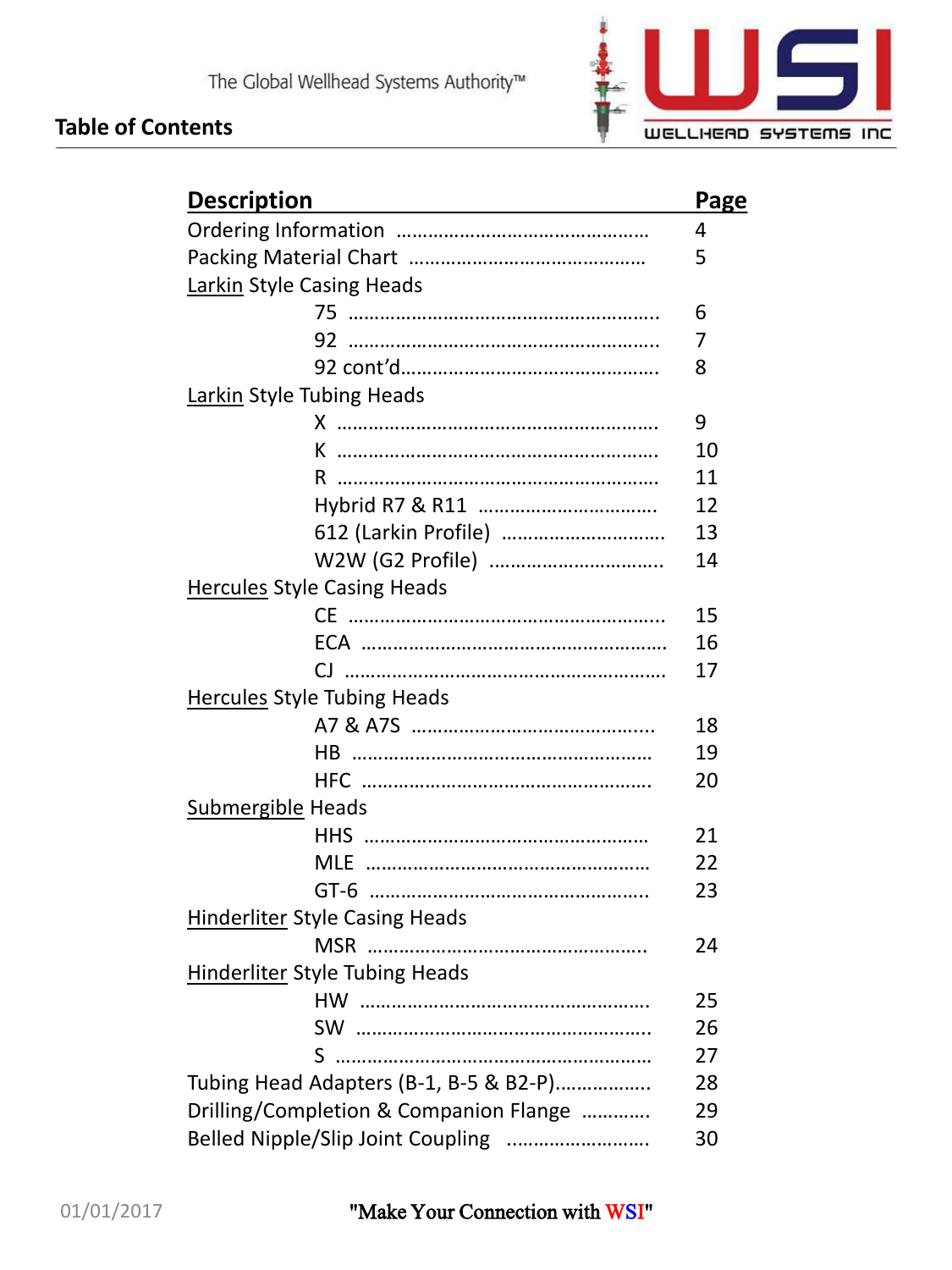## Table of Contents

| Description | Page |
|---|---|
| Ordering Information | 4 |
| Packing Material Chart | 5 |
| Larkin Style Casing Heads | |
| 75 | 6 |
| 92 | 7 |
| 92 cont'd | 8 |
| Larkin Style Tubing Heads | |
| X | 9 |
| K | 10 |
| R | 11 |
| Hybrid R7 & R11 | 12 |
| 612 (Larkin Profile) | 13 |
| W2W (G2 Profile) | 14 |
| Hercules Style Casing Heads | |
| CE | 15 |
| ECA | 16 |
| CJ | 17 |
| Hercules Style Tubing Heads | |
| A7 & A7S | 18 |
| HB | 19 |
| HFC | 20 |
| Submergible Heads | |
| HHS | 21 |
| MLE | 22 |
| GT-6 | 23 |
| Hinderliter Style Casing Heads | |
| MSR | 24 |
| Hinderliter Style Tubing Heads | |
| HW | 25 |
| SW | 26 |
| S | 27 |
| Tubing Head Adapters (B-1, B-5 & B2-P) | 28 |
| Drilling/Completion & Companion Flange | 29 |
| Belled Nipple/Slip Joint Coupling | 30 |

"Make Your Connection with WSI"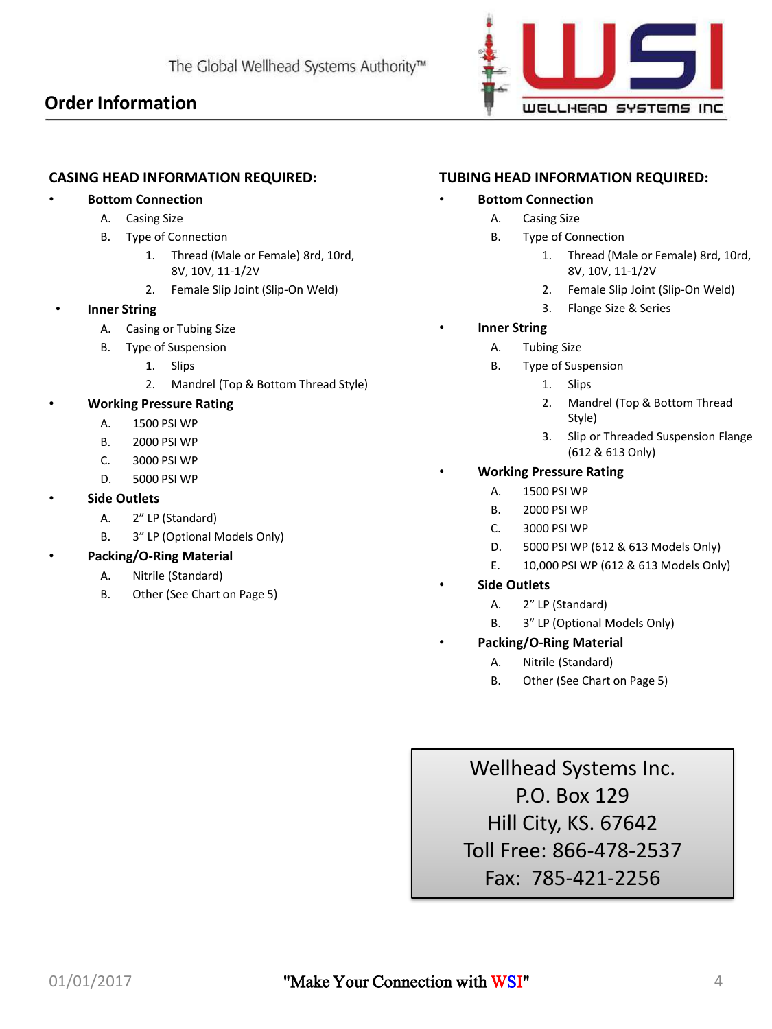## Order Information

### CASING HEAD INFORMATION REQUIRED:

- **Bottom Connection**
  - A. Casing Size
  - B. Type of Connection
    1. Thread (Male or Female) 8rd, 10rd, 8V, 10V, 11-1/2V
    2. Female Slip Joint (Slip-On Weld)
- **Inner String**
  - A. Casing or Tubing Size
  - B. Type of Suspension
    1. Slips
    2. Mandrel (Top & Bottom Thread Style)
- **Working Pressure Rating**
  - A. 1500 PSI WP
  - B. 2000 PSI WP
  - C. 3000 PSI WP
  - D. 5000 PSI WP
- **Side Outlets**
  - A. 2" LP (Standard)
  - B. 3" LP (Optional Models Only)
- **Packing/O-Ring Material**
  - A. Nitrile (Standard)
  - B. Other (See Chart on Page 5)

### TUBING HEAD INFORMATION REQUIRED:

- **Bottom Connection**
  - A. Casing Size
  - B. Type of Connection
    1. Thread (Male or Female) 8rd, 10rd, 8V, 10V, 11-1/2V
    2. Female Slip Joint (Slip-On Weld)
    3. Flange Size & Series
- **Inner String**
  - A. Tubing Size
  - B. Type of Suspension
    1. Slips
    2. Mandrel (Top & Bottom Thread Style)
    3. Slip or Threaded Suspension Flange (612 & 613 Only)
- **Working Pressure Rating**
  - A. 1500 PSI WP
  - B. 2000 PSI WP
  - C. 3000 PSI WP
  - D. 5000 PSI WP (612 & 613 Models Only)
  - E. 10,000 PSI WP (612 & 613 Models Only)
- **Side Outlets**
  - A. 2" LP (Standard)
  - B. 3" LP (Optional Models Only)
- **Packing/O-Ring Material**
  - A. Nitrile (Standard)
  - B. Other (See Chart on Page 5)

Wellhead Systems Inc.
P.O. Box 129
Hill City, KS. 67642
Toll Free: 866-478-2537
Fax: 785-421-2256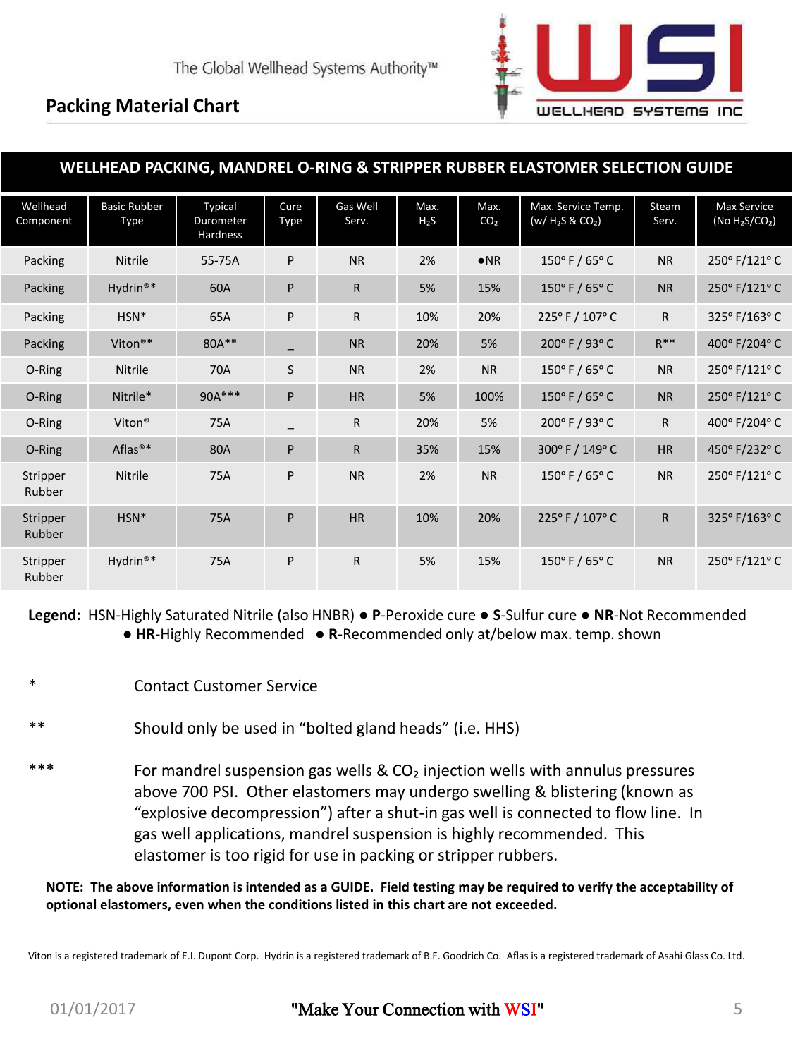The Global Wellhead Systems Authority™

WSI WELLHEAD SYSTEMS INC

## Packing Material Chart

### WELLHEAD PACKING, MANDREL O-RING & STRIPPER RUBBER ELASTOMER SELECTION GUIDE

| Wellhead Component | Basic Rubber Type | Typical Durometer Hardness | Cure Type | Gas Well Serv. | Max. $H_2S$ | Max. $CO_2$ | Max. Service Temp. (w/ $H_2S$ & $CO_2$) | Steam Serv. | Max Service (No $H_2S/CO_2$) |
|---|---|---|---|---|---|---|---|---|---|
| Packing | Nitrile | 55-75A | P | NR | 2% | ●NR | 150° F / 65° C | NR | 250° F/121° C |
| Packing | Hydrin®* | 60A | P | R | 5% | 15% | 150° F / 65° C | NR | 250° F/121° C |
| Packing | HSN* | 65A | P | R | 10% | 20% | 225° F / 107° C | R | 325° F/163° C |
| Packing | Viton®* | 80A** | _ | NR | 20% | 5% | 200° F / 93° C | R** | 400° F/204° C |
| O-Ring | Nitrile | 70A | S | NR | 2% | NR | 150° F / 65° C | NR | 250° F/121° C |
| O-Ring | Nitrile* | 90A*** | P | HR | 5% | 100% | 150° F / 65° C | NR | 250° F/121° C |
| O-Ring | Viton® | 75A | _ | R | 20% | 5% | 200° F / 93° C | R | 400° F/204° C |
| O-Ring | Aflas®* | 80A | P | R | 35% | 15% | 300° F / 149° C | HR | 450° F/232° C |
| Stripper Rubber | Nitrile | 75A | P | NR | 2% | NR | 150° F / 65° C | NR | 250° F/121° C |
| Stripper Rubber | HSN* | 75A | P | HR | 10% | 20% | 225° F / 107° C | R | 325° F/163° C |
| Stripper Rubber | Hydrin®* | 75A | P | R | 5% | 15% | 150° F / 65° C | NR | 250° F/121° C |

**Legend:** HSN-Highly Saturated Nitrile (also HNBR) ● **P**-Peroxide cure ● **S**-Sulfur cure ● **NR**-Not Recommended ● **HR**-Highly Recommended ● **R**-Recommended only at/below max. temp. shown

\* Contact Customer Service

\*\* Should only be used in "bolted gland heads" (i.e. HHS)

\*\*\* For mandrel suspension gas wells & $CO_2$ injection wells with annulus pressures above 700 PSI. Other elastomers may undergo swelling & blistering (known as "explosive decompression") after a shut-in gas well is connected to flow line. In gas well applications, mandrel suspension is highly recommended. This elastomer is too rigid for use in packing or stripper rubbers.

**NOTE: The above information is intended as a GUIDE. Field testing may be required to verify the acceptability of optional elastomers, even when the conditions listed in this chart are not exceeded.**

Viton is a registered trademark of E.I. Dupont Corp. Hydrin is a registered trademark of B.F. Goodrich Co. Aflas is a registered trademark of Asahi Glass Co. Ltd.

01/01/2017 "Make Your Connection with WSI"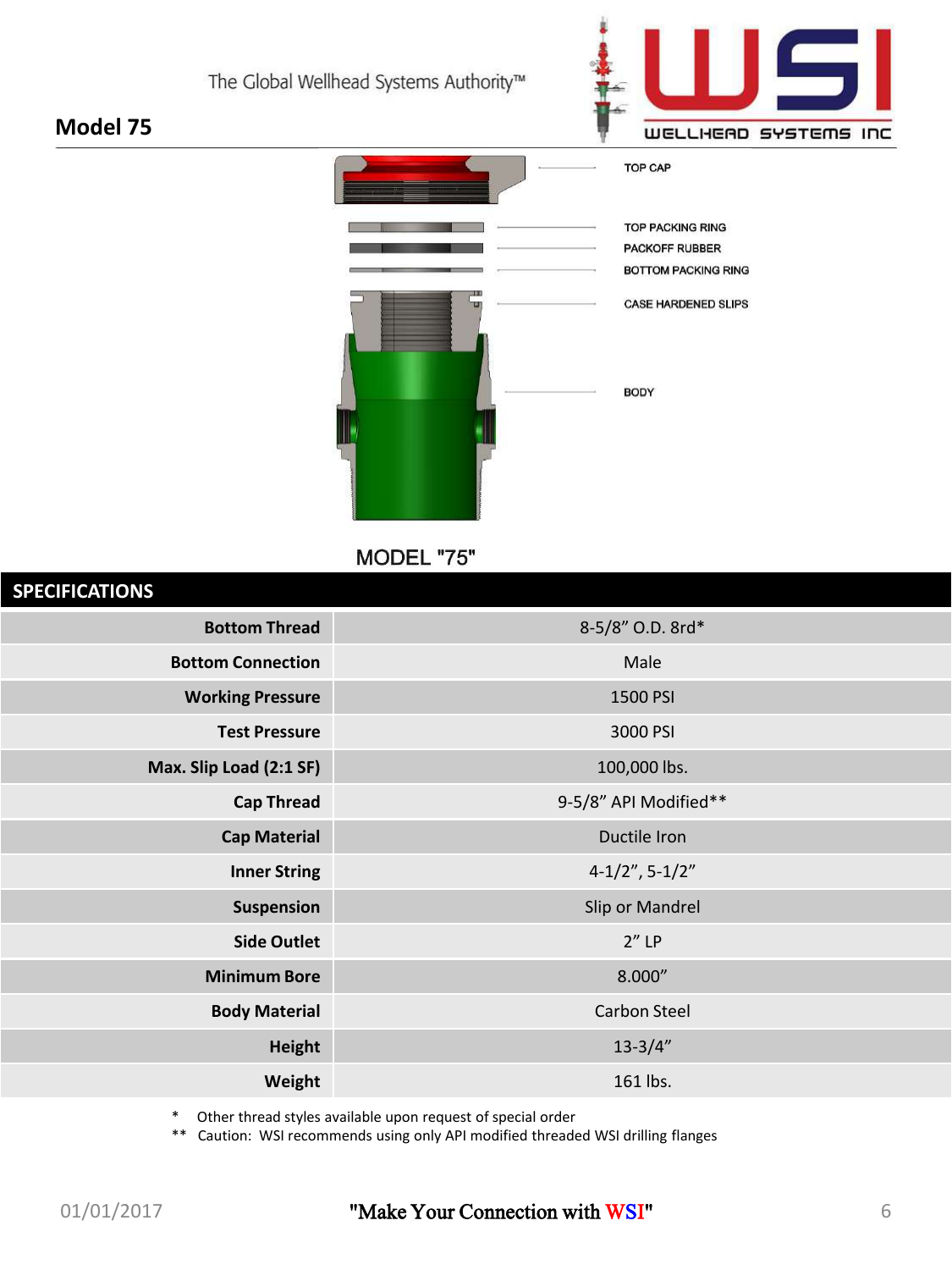The Global Wellhead Systems Authority™

## Model 75

TOP CAP

TOP PACKING RING

PACKOFF RUBBER

BOTTOM PACKING RING

CASE HARDENED SLIPS

BODY

MODEL "75"

## SPECIFICATIONS

| | |
|---|---|
| **Bottom Thread** | 8-5/8" O.D. 8rd* |
| **Bottom Connection** | Male |
| **Working Pressure** | 1500 PSI |
| **Test Pressure** | 3000 PSI |
| **Max. Slip Load (2:1 SF)** | 100,000 lbs. |
| **Cap Thread** | 9-5/8" API Modified** |
| **Cap Material** | Ductile Iron |
| **Inner String** | 4-1/2", 5-1/2" |
| **Suspension** | Slip or Mandrel |
| **Side Outlet** | 2" LP |
| **Minimum Bore** | 8.000" |
| **Body Material** | Carbon Steel |
| **Height** | 13-3/4" |
| **Weight** | 161 lbs. |

\* Other thread styles available upon request of special order

\*\* Caution: WSI recommends using only API modified threaded WSI drilling flanges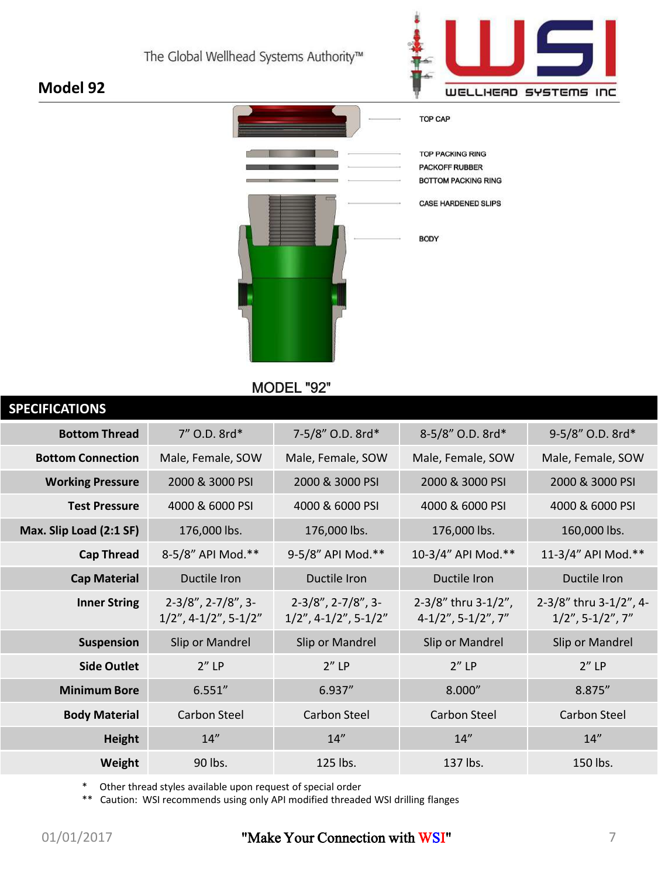The Global Wellhead Systems Authority™

# Model 92

TOP CAP

TOP PACKING RING

PACKOFF RUBBER

BOTTOM PACKING RING

CASE HARDENED SLIPS

BODY

MODEL "92"

## SPECIFICATIONS

| | | | | |
|---|---|---|---|---|
| **Bottom Thread** | 7" O.D. 8rd* | 7-5/8" O.D. 8rd* | 8-5/8" O.D. 8rd* | 9-5/8" O.D. 8rd* |
| **Bottom Connection** | Male, Female, SOW | Male, Female, SOW | Male, Female, SOW | Male, Female, SOW |
| **Working Pressure** | 2000 & 3000 PSI | 2000 & 3000 PSI | 2000 & 3000 PSI | 2000 & 3000 PSI |
| **Test Pressure** | 4000 & 6000 PSI | 4000 & 6000 PSI | 4000 & 6000 PSI | 4000 & 6000 PSI |
| **Max. Slip Load (2:1 SF)** | 176,000 lbs. | 176,000 lbs. | 176,000 lbs. | 160,000 lbs. |
| **Cap Thread** | 8-5/8" API Mod.** | 9-5/8" API Mod.** | 10-3/4" API Mod.** | 11-3/4" API Mod.** |
| **Cap Material** | Ductile Iron | Ductile Iron | Ductile Iron | Ductile Iron |
| **Inner String** | 2-3/8", 2-7/8", 3-1/2", 4-1/2", 5-1/2" | 2-3/8", 2-7/8", 3-1/2", 4-1/2", 5-1/2" | 2-3/8" thru 3-1/2", 4-1/2", 5-1/2", 7" | 2-3/8" thru 3-1/2", 4-1/2", 5-1/2", 7" |
| **Suspension** | Slip or Mandrel | Slip or Mandrel | Slip or Mandrel | Slip or Mandrel |
| **Side Outlet** | 2" LP | 2" LP | 2" LP | 2" LP |
| **Minimum Bore** | 6.551" | 6.937" | 8.000" | 8.875" |
| **Body Material** | Carbon Steel | Carbon Steel | Carbon Steel | Carbon Steel |
| **Height** | 14" | 14" | 14" | 14" |
| **Weight** | 90 lbs. | 125 lbs. | 137 lbs. | 150 lbs. |

\* Other thread styles available upon request of special order

\*\* Caution: WSI recommends using only API modified threaded WSI drilling flanges

01/01/2017

"Make Your Connection with WSI"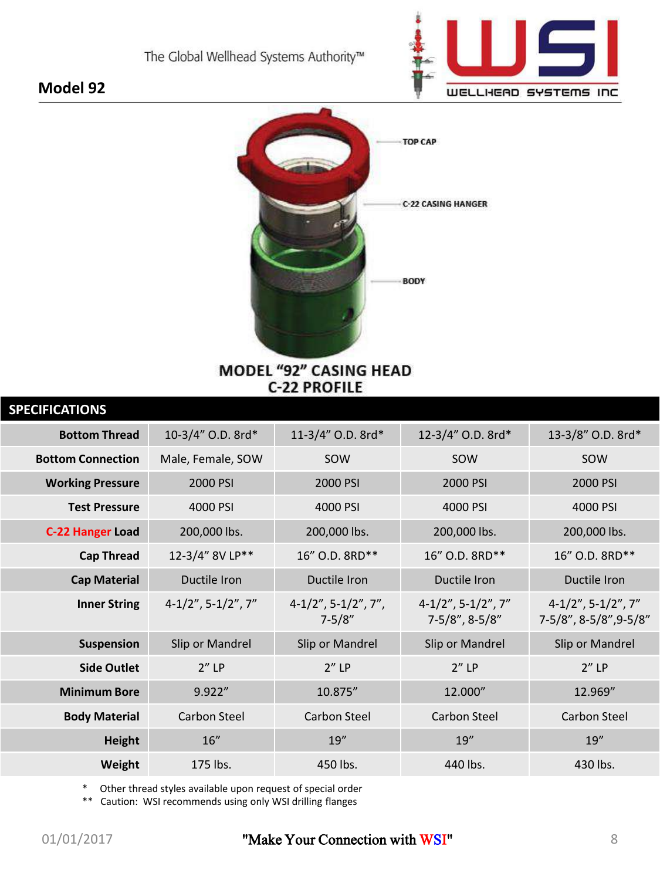## Model 92

TOP CAP

C-22 CASING HANGER

BODY

**MODEL "92" CASING HEAD**
**C-22 PROFILE**

### SPECIFICATIONS

| | | | | |
|---|---|---|---|---|
| **Bottom Thread** | 10-3/4" O.D. 8rd* | 11-3/4" O.D. 8rd* | 12-3/4" O.D. 8rd* | 13-3/8" O.D. 8rd* |
| **Bottom Connection** | Male, Female, SOW | SOW | SOW | SOW |
| **Working Pressure** | 2000 PSI | 2000 PSI | 2000 PSI | 2000 PSI |
| **Test Pressure** | 4000 PSI | 4000 PSI | 4000 PSI | 4000 PSI |
| **C-22 Hanger Load** | 200,000 lbs. | 200,000 lbs. | 200,000 lbs. | 200,000 lbs. |
| **Cap Thread** | 12-3/4" 8V LP** | 16" O.D. 8RD** | 16" O.D. 8RD** | 16" O.D. 8RD** |
| **Cap Material** | Ductile Iron | Ductile Iron | Ductile Iron | Ductile Iron |
| **Inner String** | 4-1/2", 5-1/2", 7" | 4-1/2", 5-1/2", 7", 7-5/8" | 4-1/2", 5-1/2", 7" 7-5/8", 8-5/8" | 4-1/2", 5-1/2", 7" 7-5/8", 8-5/8",9-5/8" |
| **Suspension** | Slip or Mandrel | Slip or Mandrel | Slip or Mandrel | Slip or Mandrel |
| **Side Outlet** | 2" LP | 2" LP | 2" LP | 2" LP |
| **Minimum Bore** | 9.922" | 10.875" | 12.000" | 12.969" |
| **Body Material** | Carbon Steel | Carbon Steel | Carbon Steel | Carbon Steel |
| **Height** | 16" | 19" | 19" | 19" |
| **Weight** | 175 lbs. | 450 lbs. | 440 lbs. | 430 lbs. |

\* Other thread styles available upon request of special order

\*\* Caution: WSI recommends using only WSI drilling flanges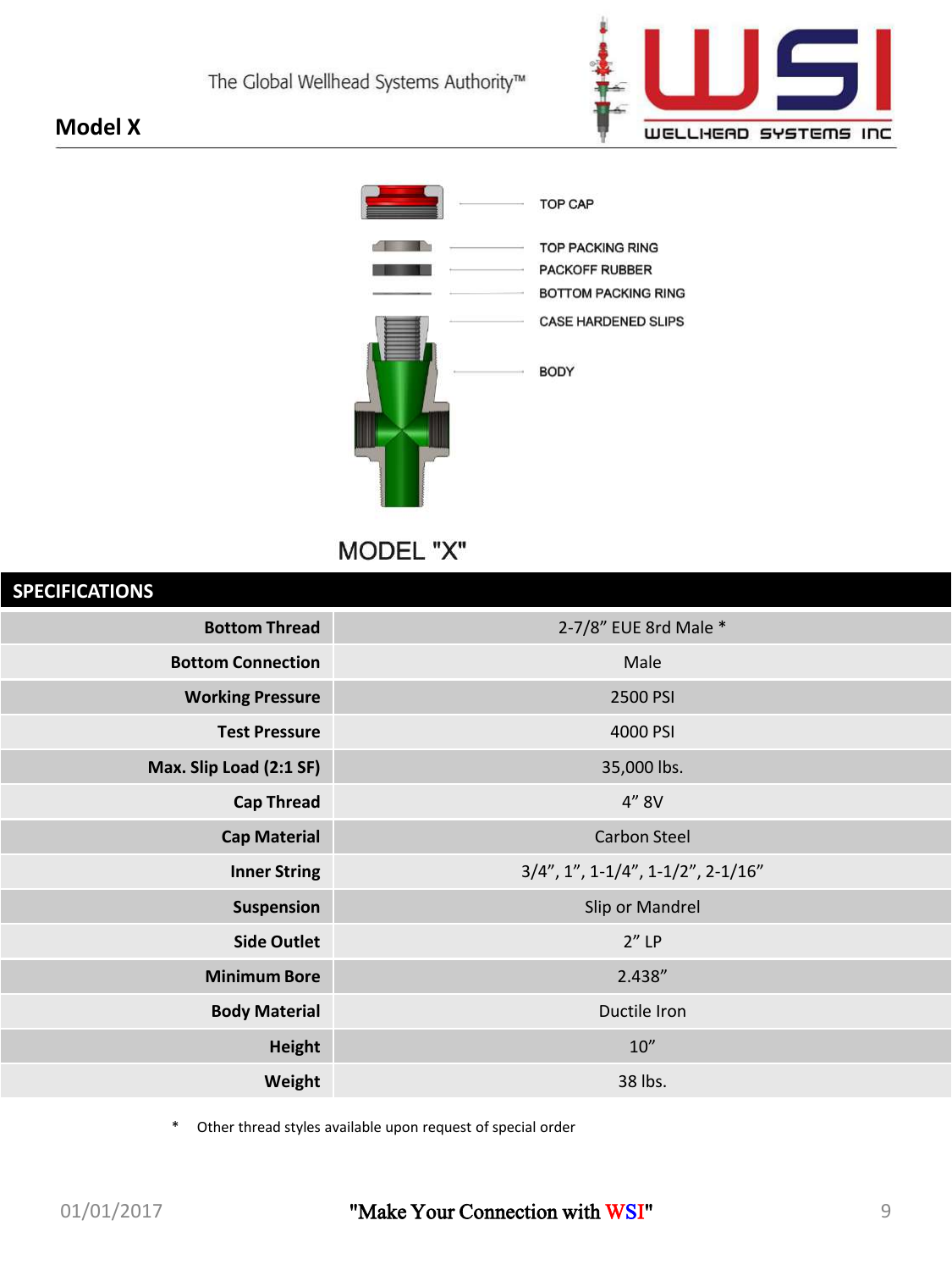## Model X

TOP CAP

TOP PACKING RING

PACKOFF RUBBER

BOTTOM PACKING RING

CASE HARDENED SLIPS

BODY

MODEL "X"

| SPECIFICATIONS | |
|---|---|
| **Bottom Thread** | 2-7/8” EUE 8rd Male * |
| **Bottom Connection** | Male |
| **Working Pressure** | 2500 PSI |
| **Test Pressure** | 4000 PSI |
| **Max. Slip Load (2:1 SF)** | 35,000 lbs. |
| **Cap Thread** | 4” 8V |
| **Cap Material** | Carbon Steel |
| **Inner String** | 3/4”, 1”, 1-1/4”, 1-1/2”, 2-1/16” |
| **Suspension** | Slip or Mandrel |
| **Side Outlet** | 2” LP |
| **Minimum Bore** | 2.438” |
| **Body Material** | Ductile Iron |
| **Height** | 10” |
| **Weight** | 38 lbs. |

\* Other thread styles available upon request of special order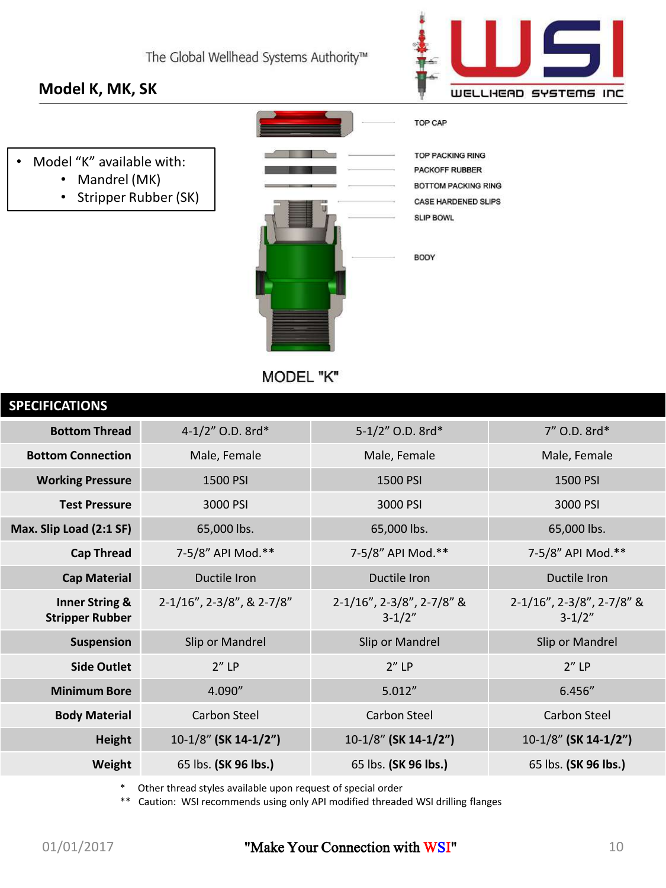## Model K, MK, SK

- Model "K" available with:
  - Mandrel (MK)
  - Stripper Rubber (SK)

TOP CAP

TOP PACKING RING

PACKOFF RUBBER

BOTTOM PACKING RING

CASE HARDENED SLIPS

SLIP BOWL

BODY

MODEL "K"

| SPECIFICATIONS | | | |
|---|---|---|---|
| **Bottom Thread** | 4-1/2" O.D. 8rd* | 5-1/2" O.D. 8rd* | 7" O.D. 8rd* |
| **Bottom Connection** | Male, Female | Male, Female | Male, Female |
| **Working Pressure** | 1500 PSI | 1500 PSI | 1500 PSI |
| **Test Pressure** | 3000 PSI | 3000 PSI | 3000 PSI |
| **Max. Slip Load (2:1 SF)** | 65,000 lbs. | 65,000 lbs. | 65,000 lbs. |
| **Cap Thread** | 7-5/8" API Mod.** | 7-5/8" API Mod.** | 7-5/8" API Mod.** |
| **Cap Material** | Ductile Iron | Ductile Iron | Ductile Iron |
| **Inner String & Stripper Rubber** | 2-1/16", 2-3/8", & 2-7/8" | 2-1/16", 2-3/8", 2-7/8" & 3-1/2" | 2-1/16", 2-3/8", 2-7/8" & 3-1/2" |
| **Suspension** | Slip or Mandrel | Slip or Mandrel | Slip or Mandrel |
| **Side Outlet** | 2" LP | 2" LP | 2" LP |
| **Minimum Bore** | 4.090" | 5.012" | 6.456" |
| **Body Material** | Carbon Steel | Carbon Steel | Carbon Steel |
| **Height** | 10-1/8" **(SK 14-1/2")** | 10-1/8" **(SK 14-1/2")** | 10-1/8" **(SK 14-1/2")** |
| **Weight** | 65 lbs. **(SK 96 lbs.)** | 65 lbs. **(SK 96 lbs.)** | 65 lbs. **(SK 96 lbs.)** |

\* Other thread styles available upon request of special order

\*\* Caution: WSI recommends using only API modified threaded WSI drilling flanges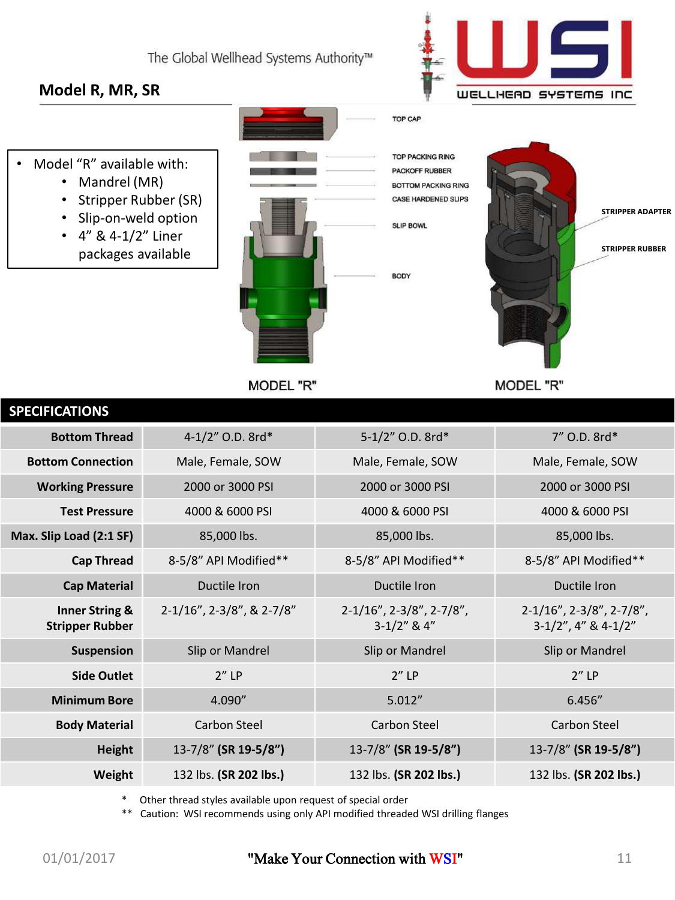The Global Wellhead Systems Authority™

## Model R, MR, SR

- Model "R" available with:
  - Mandrel (MR)
  - Stripper Rubber (SR)
  - Slip-on-weld option
  - 4" & 4-1/2" Liner packages available

TOP CAP

TOP PACKING RING

PACKOFF RUBBER

BOTTOM PACKING RING

CASE HARDENED SLIPS

SLIP BOWL

BODY

STRIPPER ADAPTER

STRIPPER RUBBER

MODEL "R"

MODEL "R"

## SPECIFICATIONS

| | | | |
|---|---|---|---|
| **Bottom Thread** | 4-1/2" O.D. 8rd* | 5-1/2" O.D. 8rd* | 7" O.D. 8rd* |
| **Bottom Connection** | Male, Female, SOW | Male, Female, SOW | Male, Female, SOW |
| **Working Pressure** | 2000 or 3000 PSI | 2000 or 3000 PSI | 2000 or 3000 PSI |
| **Test Pressure** | 4000 & 6000 PSI | 4000 & 6000 PSI | 4000 & 6000 PSI |
| **Max. Slip Load (2:1 SF)** | 85,000 lbs. | 85,000 lbs. | 85,000 lbs. |
| **Cap Thread** | 8-5/8" API Modified** | 8-5/8" API Modified** | 8-5/8" API Modified** |
| **Cap Material** | Ductile Iron | Ductile Iron | Ductile Iron |
| **Inner String & Stripper Rubber** | 2-1/16", 2-3/8", & 2-7/8" | 2-1/16", 2-3/8", 2-7/8", 3-1/2" & 4" | 2-1/16", 2-3/8", 2-7/8", 3-1/2", 4" & 4-1/2" |
| **Suspension** | Slip or Mandrel | Slip or Mandrel | Slip or Mandrel |
| **Side Outlet** | 2" LP | 2" LP | 2" LP |
| **Minimum Bore** | 4.090" | 5.012" | 6.456" |
| **Body Material** | Carbon Steel | Carbon Steel | Carbon Steel |
| **Height** | 13-7/8" **(SR 19-5/8")** | 13-7/8" **(SR 19-5/8")** | 13-7/8" **(SR 19-5/8")** |
| **Weight** | 132 lbs. **(SR 202 lbs.)** | 132 lbs. **(SR 202 lbs.)** | 132 lbs. **(SR 202 lbs.)** |

\* Other thread styles available upon request of special order

\*\* Caution: WSI recommends using only API modified threaded WSI drilling flanges

01/01/2017

"Make Your Connection with WSI"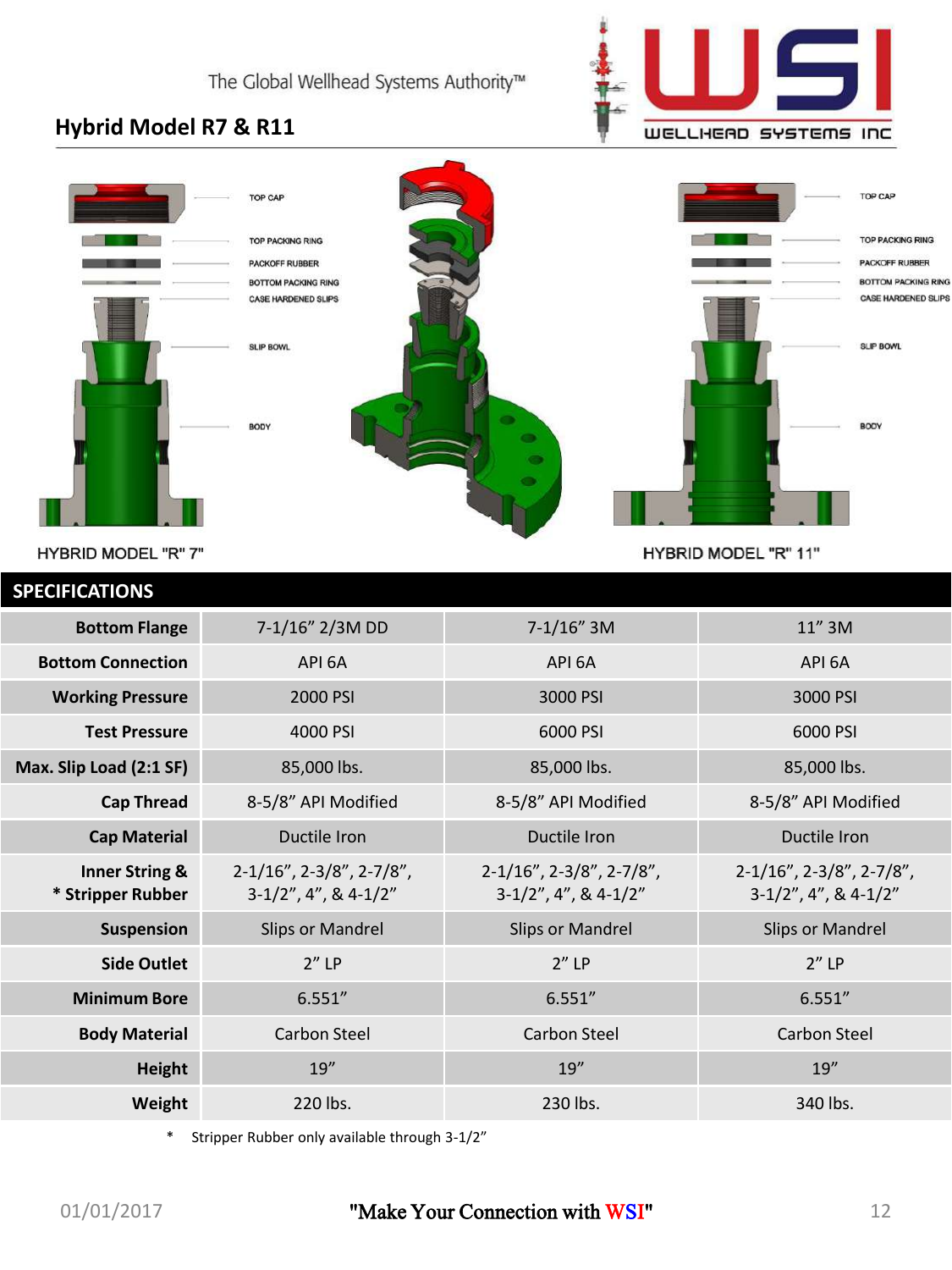The Global Wellhead Systems Authority™

## Hybrid Model R7 & R11

TOP CAP

TOP PACKING RING

PACKOFF RUBBER

BOTTOM PACKING RING

CASE HARDENED SLIPS

SLIP BOWL

BODY

HYBRID MODEL "R" 7"

HYBRID MODEL "R" 11"

## SPECIFICATIONS

| | | | |
|---|---|---|---|
| **Bottom Flange** | 7-1/16" 2/3M DD | 7-1/16" 3M | 11" 3M |
| **Bottom Connection** | API 6A | API 6A | API 6A |
| **Working Pressure** | 2000 PSI | 3000 PSI | 3000 PSI |
| **Test Pressure** | 4000 PSI | 6000 PSI | 6000 PSI |
| **Max. Slip Load (2:1 SF)** | 85,000 lbs. | 85,000 lbs. | 85,000 lbs. |
| **Cap Thread** | 8-5/8" API Modified | 8-5/8" API Modified | 8-5/8" API Modified |
| **Cap Material** | Ductile Iron | Ductile Iron | Ductile Iron |
| **Inner String & * Stripper Rubber** | 2-1/16", 2-3/8", 2-7/8", 3-1/2", 4", & 4-1/2" | 2-1/16", 2-3/8", 2-7/8", 3-1/2", 4", & 4-1/2" | 2-1/16", 2-3/8", 2-7/8", 3-1/2", 4", & 4-1/2" |
| **Suspension** | Slips or Mandrel | Slips or Mandrel | Slips or Mandrel |
| **Side Outlet** | 2" LP | 2" LP | 2" LP |
| **Minimum Bore** | 6.551" | 6.551" | 6.551" |
| **Body Material** | Carbon Steel | Carbon Steel | Carbon Steel |
| **Height** | 19" | 19" | 19" |
| **Weight** | 220 lbs. | 230 lbs. | 340 lbs. |

\* Stripper Rubber only available through 3-1/2"

01/01/2017 "Make Your Connection with WSI"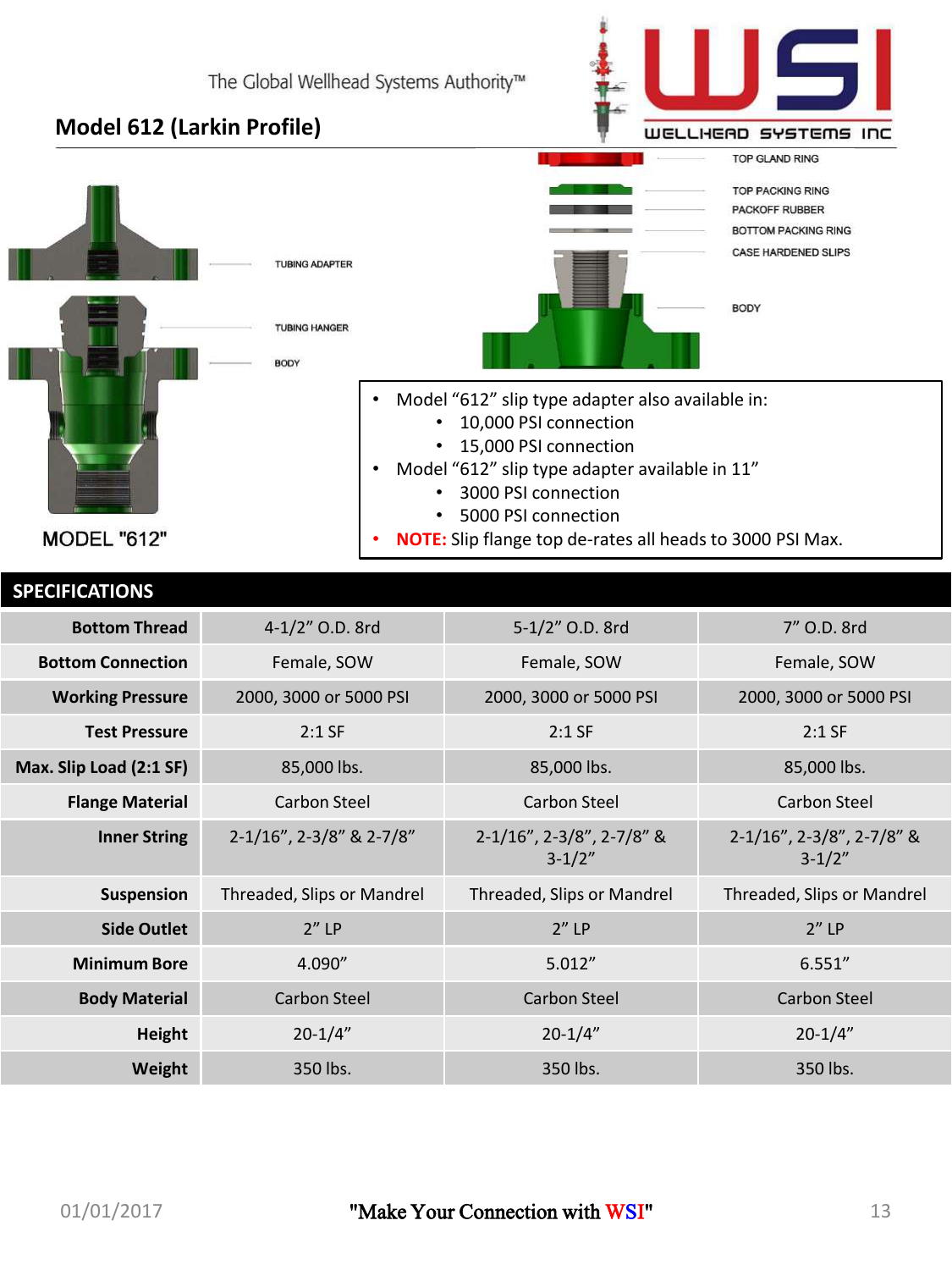The Global Wellhead Systems Authority™

WSI WELLHEAD SYSTEMS INC

## Model 612 (Larkin Profile)

TUBING ADAPTER

TUBING HANGER

BODY

MODEL "612"

TOP GLAND RING

TOP PACKING RING

PACKOFF RUBBER

BOTTOM PACKING RING

CASE HARDENED SLIPS

BODY

- Model "612" slip type adapter also available in:
  - 10,000 PSI connection
  - 15,000 PSI connection
- Model "612" slip type adapter available in 11"
  - 3000 PSI connection
  - 5000 PSI connection
- **NOTE:** Slip flange top de-rates all heads to 3000 PSI Max.

## SPECIFICATIONS

| | | | |
|---|---|---|---|
| **Bottom Thread** | 4-1/2" O.D. 8rd | 5-1/2" O.D. 8rd | 7" O.D. 8rd |
| **Bottom Connection** | Female, SOW | Female, SOW | Female, SOW |
| **Working Pressure** | 2000, 3000 or 5000 PSI | 2000, 3000 or 5000 PSI | 2000, 3000 or 5000 PSI |
| **Test Pressure** | 2:1 SF | 2:1 SF | 2:1 SF |
| **Max. Slip Load (2:1 SF)** | 85,000 lbs. | 85,000 lbs. | 85,000 lbs. |
| **Flange Material** | Carbon Steel | Carbon Steel | Carbon Steel |
| **Inner String** | 2-1/16", 2-3/8" & 2-7/8" | 2-1/16", 2-3/8", 2-7/8" & 3-1/2" | 2-1/16", 2-3/8", 2-7/8" & 3-1/2" |
| **Suspension** | Threaded, Slips or Mandrel | Threaded, Slips or Mandrel | Threaded, Slips or Mandrel |
| **Side Outlet** | 2" LP | 2" LP | 2" LP |
| **Minimum Bore** | 4.090" | 5.012" | 6.551" |
| **Body Material** | Carbon Steel | Carbon Steel | Carbon Steel |
| **Height** | 20-1/4" | 20-1/4" | 20-1/4" |
| **Weight** | 350 lbs. | 350 lbs. | 350 lbs. |

01/01/2017 "Make Your Connection with WSI"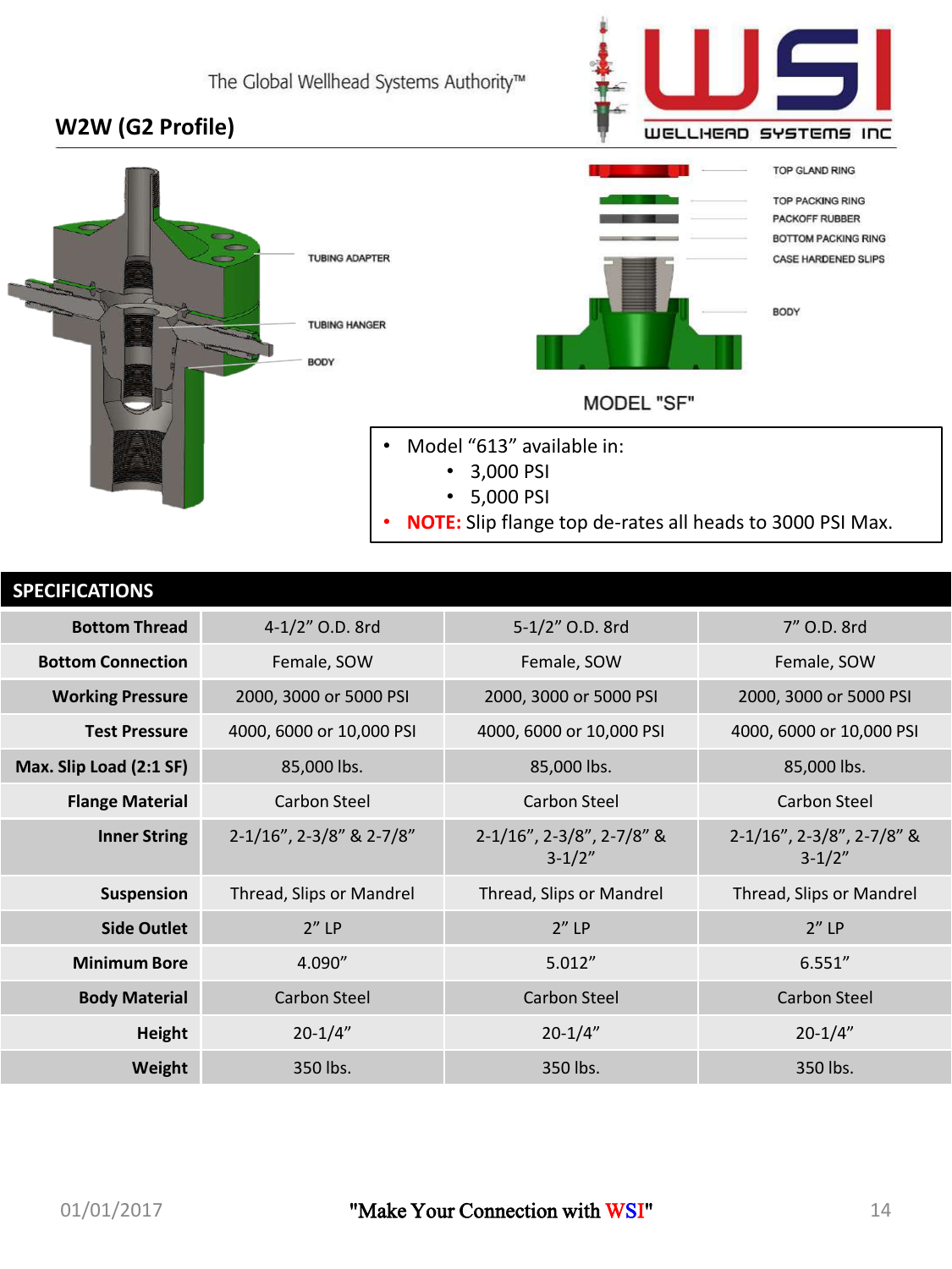## W2W (G2 Profile)

TUBING ADAPTER

TUBING HANGER

BODY

TOP GLAND RING

TOP PACKING RING

PACKOFF RUBBER

BOTTOM PACKING RING

CASE HARDENED SLIPS

BODY

MODEL "SF"

- Model “613” available in:
  - 3,000 PSI
  - 5,000 PSI
- **NOTE:** Slip flange top de-rates all heads to 3000 PSI Max.

## SPECIFICATIONS

| | | | |
|---|---|---|---|
| **Bottom Thread** | 4-1/2” O.D. 8rd | 5-1/2” O.D. 8rd | 7” O.D. 8rd |
| **Bottom Connection** | Female, SOW | Female, SOW | Female, SOW |
| **Working Pressure** | 2000, 3000 or 5000 PSI | 2000, 3000 or 5000 PSI | 2000, 3000 or 5000 PSI |
| **Test Pressure** | 4000, 6000 or 10,000 PSI | 4000, 6000 or 10,000 PSI | 4000, 6000 or 10,000 PSI |
| **Max. Slip Load (2:1 SF)** | 85,000 lbs. | 85,000 lbs. | 85,000 lbs. |
| **Flange Material** | Carbon Steel | Carbon Steel | Carbon Steel |
| **Inner String** | 2-1/16”, 2-3/8” & 2-7/8” | 2-1/16”, 2-3/8”, 2-7/8” & 3-1/2” | 2-1/16”, 2-3/8”, 2-7/8” & 3-1/2” |
| **Suspension** | Thread, Slips or Mandrel | Thread, Slips or Mandrel | Thread, Slips or Mandrel |
| **Side Outlet** | 2” LP | 2” LP | 2” LP |
| **Minimum Bore** | 4.090” | 5.012” | 6.551” |
| **Body Material** | Carbon Steel | Carbon Steel | Carbon Steel |
| **Height** | 20-1/4” | 20-1/4” | 20-1/4” |
| **Weight** | 350 lbs. | 350 lbs. | 350 lbs. |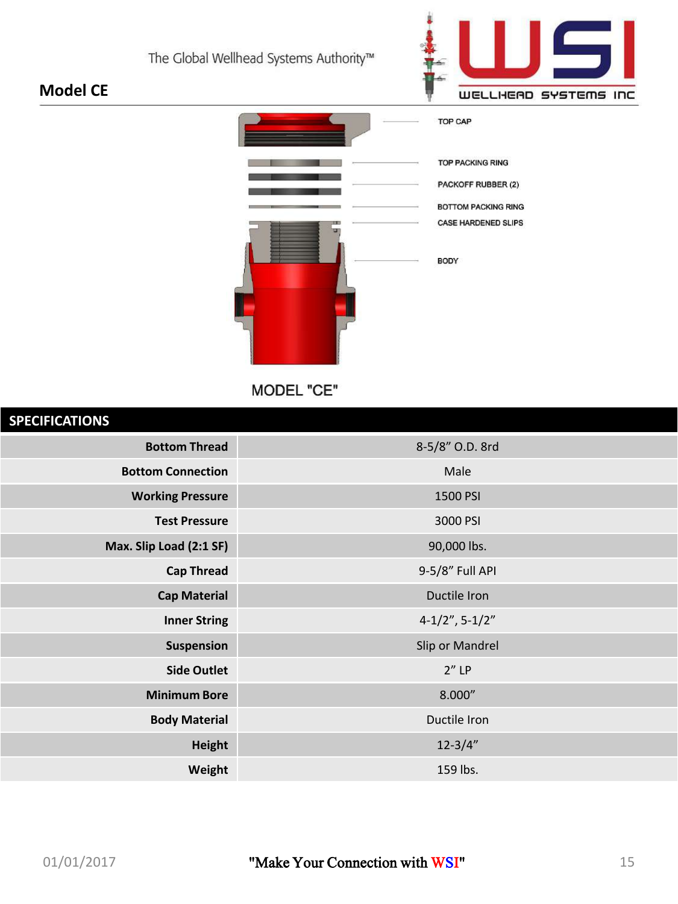## Model CE

TOP CAP

TOP PACKING RING

PACKOFF RUBBER (2)

BOTTOM PACKING RING

CASE HARDENED SLIPS

BODY

MODEL "CE"

| SPECIFICATIONS | |
|---|---|
| **Bottom Thread** | 8-5/8" O.D. 8rd |
| **Bottom Connection** | Male |
| **Working Pressure** | 1500 PSI |
| **Test Pressure** | 3000 PSI |
| **Max. Slip Load (2:1 SF)** | 90,000 lbs. |
| **Cap Thread** | 9-5/8" Full API |
| **Cap Material** | Ductile Iron |
| **Inner String** | 4-1/2", 5-1/2" |
| **Suspension** | Slip or Mandrel |
| **Side Outlet** | 2" LP |
| **Minimum Bore** | 8.000" |
| **Body Material** | Ductile Iron |
| **Height** | 12-3/4" |
| **Weight** | 159 lbs. |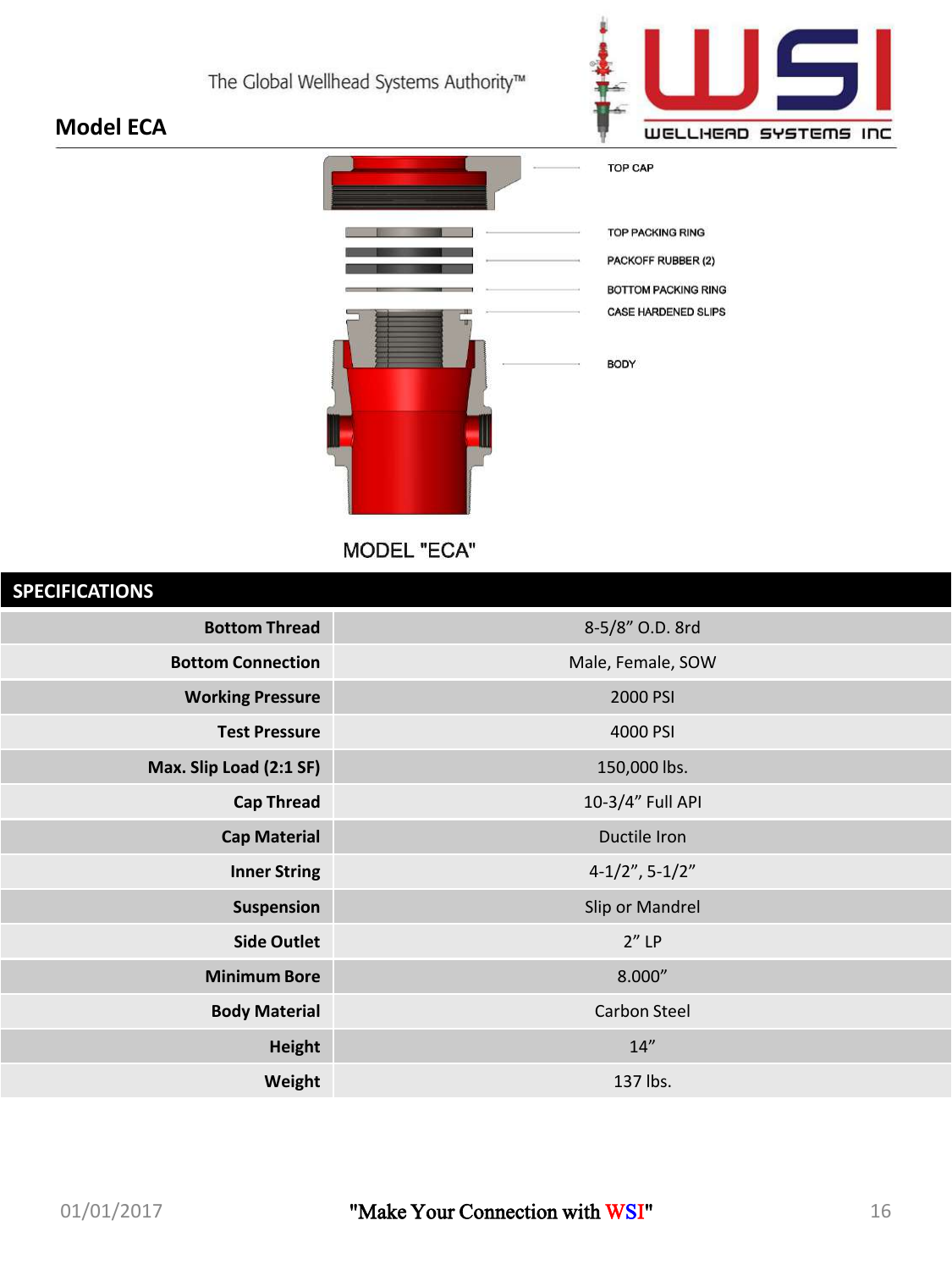## Model ECA

TOP CAP

TOP PACKING RING

PACKOFF RUBBER (2)

BOTTOM PACKING RING

CASE HARDENED SLIPS

BODY

MODEL "ECA"

| SPECIFICATIONS | |
|---|---|
| Bottom Thread | 8-5/8" O.D. 8rd |
| Bottom Connection | Male, Female, SOW |
| Working Pressure | 2000 PSI |
| Test Pressure | 4000 PSI |
| Max. Slip Load (2:1 SF) | 150,000 lbs. |
| Cap Thread | 10-3/4" Full API |
| Cap Material | Ductile Iron |
| Inner String | 4-1/2", 5-1/2" |
| Suspension | Slip or Mandrel |
| Side Outlet | 2" LP |
| Minimum Bore | 8.000" |
| Body Material | Carbon Steel |
| Height | 14" |
| Weight | 137 lbs. |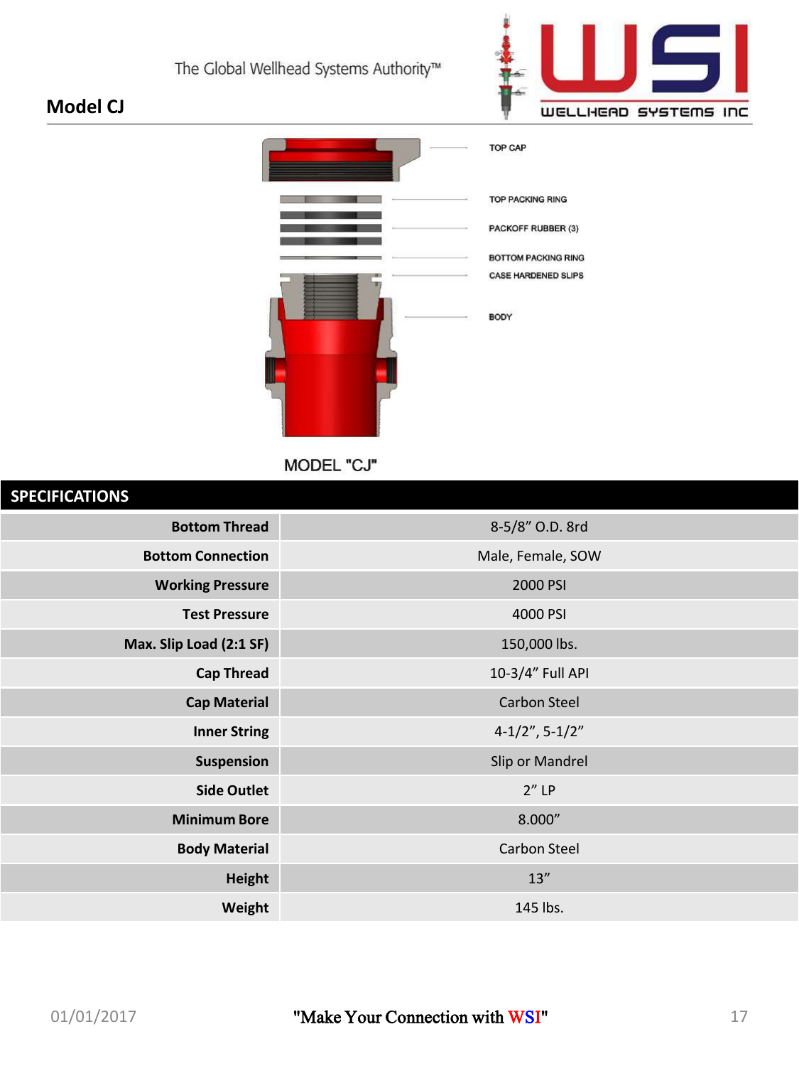The Global Wellhead Systems Authority™

WSI WELLHEAD SYSTEMS INC

## Model CJ

TOP CAP

TOP PACKING RING

PACKOFF RUBBER (3)

BOTTOM PACKING RING

CASE HARDENED SLIPS

BODY

MODEL "CJ"

| SPECIFICATIONS | |
|---|---|
| **Bottom Thread** | 8-5/8" O.D. 8rd |
| **Bottom Connection** | Male, Female, SOW |
| **Working Pressure** | 2000 PSI |
| **Test Pressure** | 4000 PSI |
| **Max. Slip Load (2:1 SF)** | 150,000 lbs. |
| **Cap Thread** | 10-3/4" Full API |
| **Cap Material** | Carbon Steel |
| **Inner String** | 4-1/2", 5-1/2" |
| **Suspension** | Slip or Mandrel |
| **Side Outlet** | 2" LP |
| **Minimum Bore** | 8.000" |
| **Body Material** | Carbon Steel |
| **Height** | 13" |
| **Weight** | 145 lbs. |

01/01/2017 "Make Your Connection with WSI"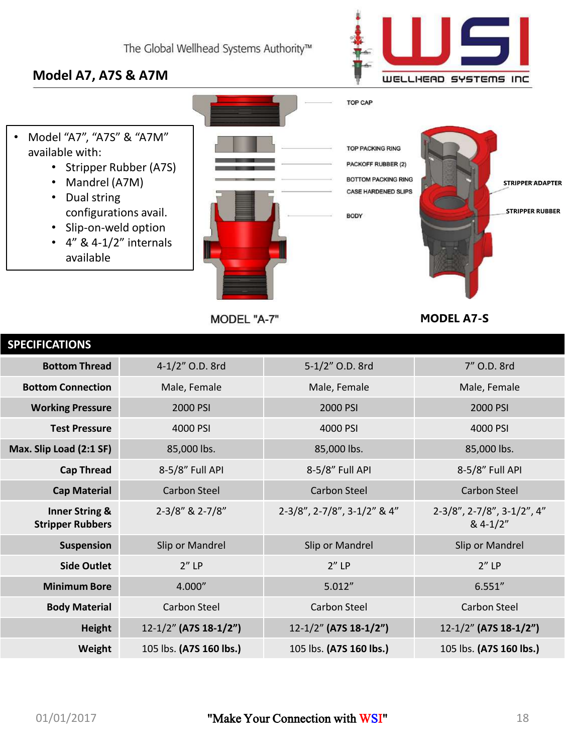## Model A7, A7S & A7M

- Model "A7", "A7S" & "A7M" available with:
  - Stripper Rubber (A7S)
  - Mandrel (A7M)
  - Dual string configurations avail.
  - Slip-on-weld option
  - 4" & 4-1/2" internals available

TOP CAP

TOP PACKING RING

PACKOFF RUBBER (2)

BOTTOM PACKING RING

CASE HARDENED SLIPS

BODY

STRIPPER ADAPTER

STRIPPER RUBBER

MODEL "A-7"

MODEL A7-S

| SPECIFICATIONS | | | |
|---|---|---|---|
| **Bottom Thread** | 4-1/2" O.D. 8rd | 5-1/2" O.D. 8rd | 7" O.D. 8rd |
| **Bottom Connection** | Male, Female | Male, Female | Male, Female |
| **Working Pressure** | 2000 PSI | 2000 PSI | 2000 PSI |
| **Test Pressure** | 4000 PSI | 4000 PSI | 4000 PSI |
| **Max. Slip Load (2:1 SF)** | 85,000 lbs. | 85,000 lbs. | 85,000 lbs. |
| **Cap Thread** | 8-5/8" Full API | 8-5/8" Full API | 8-5/8" Full API |
| **Cap Material** | Carbon Steel | Carbon Steel | Carbon Steel |
| **Inner String & Stripper Rubbers** | 2-3/8" & 2-7/8" | 2-3/8", 2-7/8", 3-1/2" & 4" | 2-3/8", 2-7/8", 3-1/2", 4" & 4-1/2" |
| **Suspension** | Slip or Mandrel | Slip or Mandrel | Slip or Mandrel |
| **Side Outlet** | 2" LP | 2" LP | 2" LP |
| **Minimum Bore** | 4.000" | 5.012" | 6.551" |
| **Body Material** | Carbon Steel | Carbon Steel | Carbon Steel |
| **Height** | 12-1/2" **(A7S 18-1/2")** | 12-1/2" **(A7S 18-1/2")** | 12-1/2" **(A7S 18-1/2")** |
| **Weight** | 105 lbs. **(A7S 160 lbs.)** | 105 lbs. **(A7S 160 lbs.)** | 105 lbs. **(A7S 160 lbs.)** |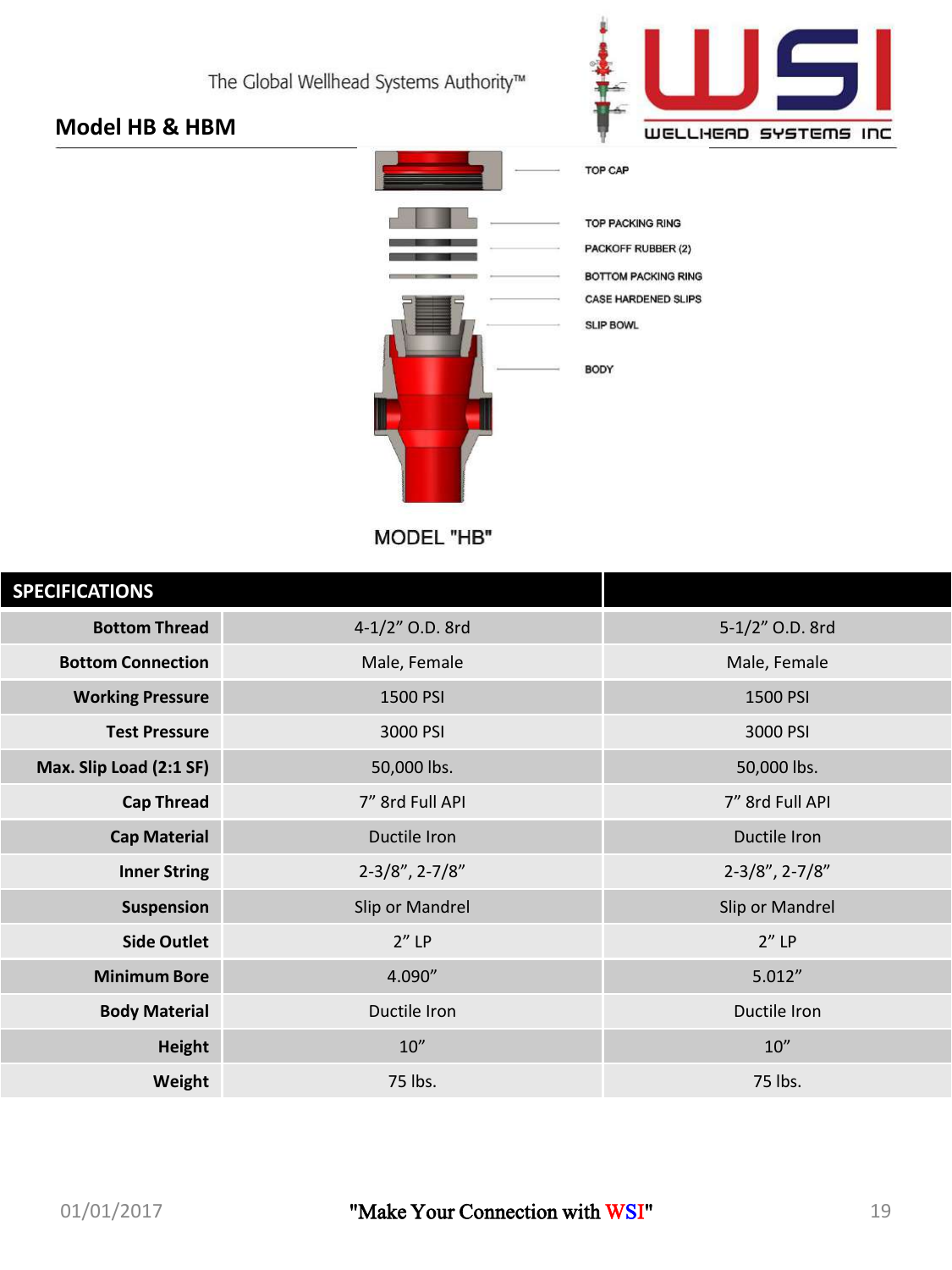The Global Wellhead Systems Authority™

## Model HB & HBM

TOP CAP

TOP PACKING RING

PACKOFF RUBBER (2)

BOTTOM PACKING RING

CASE HARDENED SLIPS

SLIP BOWL

BODY

MODEL "HB"

| SPECIFICATIONS | | |
|---|---|---|
| **Bottom Thread** | 4-1/2" O.D. 8rd | 5-1/2" O.D. 8rd |
| **Bottom Connection** | Male, Female | Male, Female |
| **Working Pressure** | 1500 PSI | 1500 PSI |
| **Test Pressure** | 3000 PSI | 3000 PSI |
| **Max. Slip Load (2:1 SF)** | 50,000 lbs. | 50,000 lbs. |
| **Cap Thread** | 7" 8rd Full API | 7" 8rd Full API |
| **Cap Material** | Ductile Iron | Ductile Iron |
| **Inner String** | 2-3/8", 2-7/8" | 2-3/8", 2-7/8" |
| **Suspension** | Slip or Mandrel | Slip or Mandrel |
| **Side Outlet** | 2" LP | 2" LP |
| **Minimum Bore** | 4.090" | 5.012" |
| **Body Material** | Ductile Iron | Ductile Iron |
| **Height** | 10" | 10" |
| **Weight** | 75 lbs. | 75 lbs. |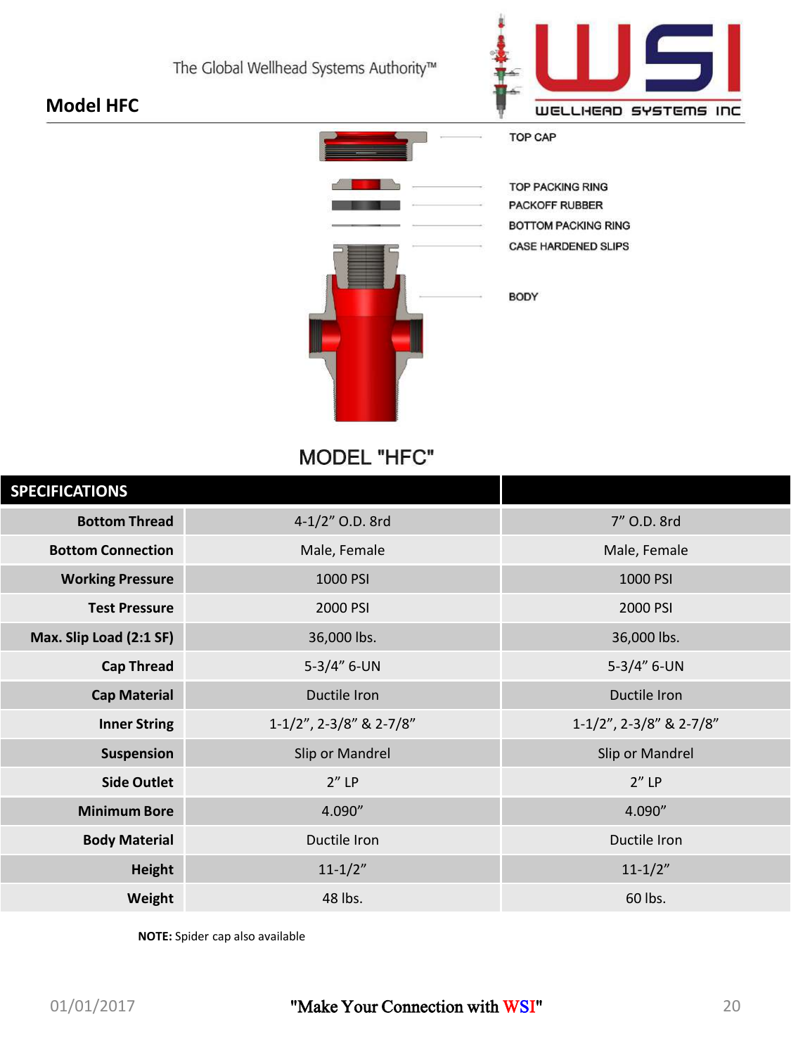The Global Wellhead Systems Authority™

## Model HFC

TOP CAP

TOP PACKING RING

PACKOFF RUBBER

BOTTOM PACKING RING

CASE HARDENED SLIPS

BODY

### MODEL "HFC"

| SPECIFICATIONS | | |
|---|---|---|
| **Bottom Thread** | 4-1/2" O.D. 8rd | 7" O.D. 8rd |
| **Bottom Connection** | Male, Female | Male, Female |
| **Working Pressure** | 1000 PSI | 1000 PSI |
| **Test Pressure** | 2000 PSI | 2000 PSI |
| **Max. Slip Load (2:1 SF)** | 36,000 lbs. | 36,000 lbs. |
| **Cap Thread** | 5-3/4" 6-UN | 5-3/4" 6-UN |
| **Cap Material** | Ductile Iron | Ductile Iron |
| **Inner String** | 1-1/2", 2-3/8" & 2-7/8" | 1-1/2", 2-3/8" & 2-7/8" |
| **Suspension** | Slip or Mandrel | Slip or Mandrel |
| **Side Outlet** | 2" LP | 2" LP |
| **Minimum Bore** | 4.090" | 4.090" |
| **Body Material** | Ductile Iron | Ductile Iron |
| **Height** | 11-1/2" | 11-1/2" |
| **Weight** | 48 lbs. | 60 lbs. |

**NOTE:** Spider cap also available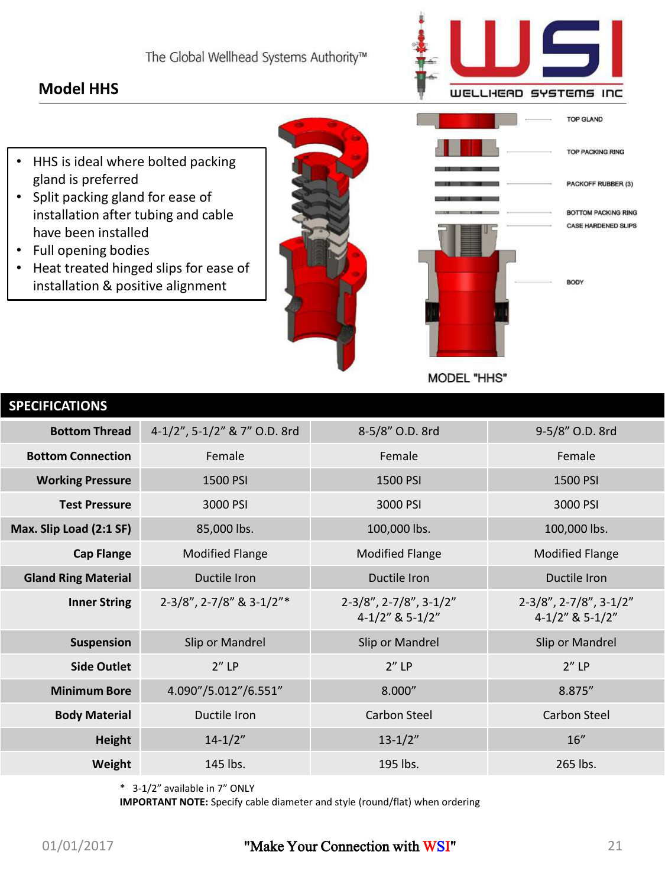The Global Wellhead Systems Authority™

## Model HHS

- HHS is ideal where bolted packing gland is preferred
- Split packing gland for ease of installation after tubing and cable have been installed
- Full opening bodies
- Heat treated hinged slips for ease of installation & positive alignment

TOP GLAND

TOP PACKING RING

PACKOFF RUBBER (3)

BOTTOM PACKING RING

CASE HARDENED SLIPS

BODY

MODEL "HHS"

## SPECIFICATIONS

| | | | |
|---|---|---|---|
| **Bottom Thread** | 4-1/2", 5-1/2" & 7" O.D. 8rd | 8-5/8" O.D. 8rd | 9-5/8" O.D. 8rd |
| **Bottom Connection** | Female | Female | Female |
| **Working Pressure** | 1500 PSI | 1500 PSI | 1500 PSI |
| **Test Pressure** | 3000 PSI | 3000 PSI | 3000 PSI |
| **Max. Slip Load (2:1 SF)** | 85,000 lbs. | 100,000 lbs. | 100,000 lbs. |
| **Cap Flange** | Modified Flange | Modified Flange | Modified Flange |
| **Gland Ring Material** | Ductile Iron | Ductile Iron | Ductile Iron |
| **Inner String** | 2-3/8", 2-7/8" & 3-1/2"* | 2-3/8", 2-7/8", 3-1/2" 4-1/2" & 5-1/2" | 2-3/8", 2-7/8", 3-1/2" 4-1/2" & 5-1/2" |
| **Suspension** | Slip or Mandrel | Slip or Mandrel | Slip or Mandrel |
| **Side Outlet** | 2" LP | 2" LP | 2" LP |
| **Minimum Bore** | 4.090"/5.012"/6.551" | 8.000" | 8.875" |
| **Body Material** | Ductile Iron | Carbon Steel | Carbon Steel |
| **Height** | 14-1/2" | 13-1/2" | 16" |
| **Weight** | 145 lbs. | 195 lbs. | 265 lbs. |

\* 3-1/2" available in 7" ONLY

**IMPORTANT NOTE:** Specify cable diameter and style (round/flat) when ordering

01/01/2017 "Make Your Connection with WSI"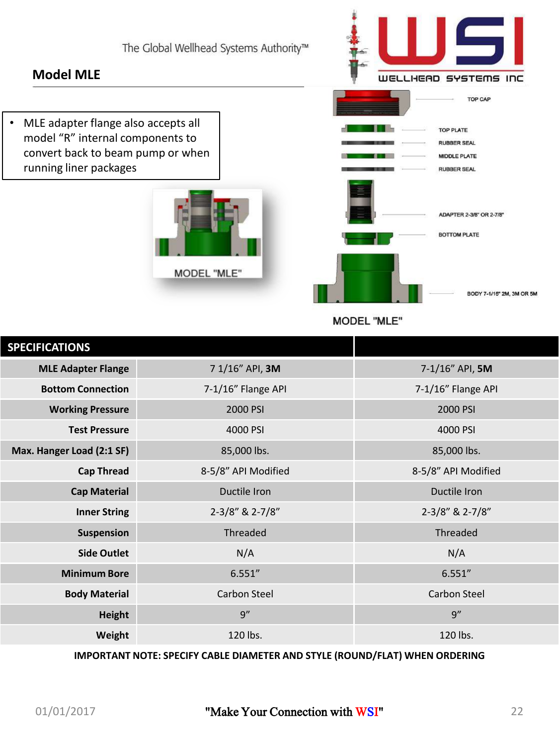The Global Wellhead Systems Authority™

## Model MLE

- MLE adapter flange also accepts all model "R" internal components to convert back to beam pump or when running liner packages

MODEL "MLE"

TOP CAP

TOP PLATE

RUBBER SEAL

MIDDLE PLATE

RUBBER SEAL

ADAPTER 2-3/8" OR 2-7/8"

BOTTOM PLATE

BODY 7-1/16" 2M, 3M OR 5M

MODEL "MLE"

| SPECIFICATIONS | | |
|---|---|---|
| MLE Adapter Flange | 7 1/16" API, **3M** | 7-1/16" API, **5M** |
| Bottom Connection | 7-1/16" Flange API | 7-1/16" Flange API |
| Working Pressure | 2000 PSI | 2000 PSI |
| Test Pressure | 4000 PSI | 4000 PSI |
| Max. Hanger Load (2:1 SF) | 85,000 lbs. | 85,000 lbs. |
| Cap Thread | 8-5/8" API Modified | 8-5/8" API Modified |
| Cap Material | Ductile Iron | Ductile Iron |
| Inner String | 2-3/8" & 2-7/8" | 2-3/8" & 2-7/8" |
| Suspension | Threaded | Threaded |
| Side Outlet | N/A | N/A |
| Minimum Bore | 6.551" | 6.551" |
| Body Material | Carbon Steel | Carbon Steel |
| Height | 9" | 9" |
| Weight | 120 lbs. | 120 lbs. |

**IMPORTANT NOTE: SPECIFY CABLE DIAMETER AND STYLE (ROUND/FLAT) WHEN ORDERING**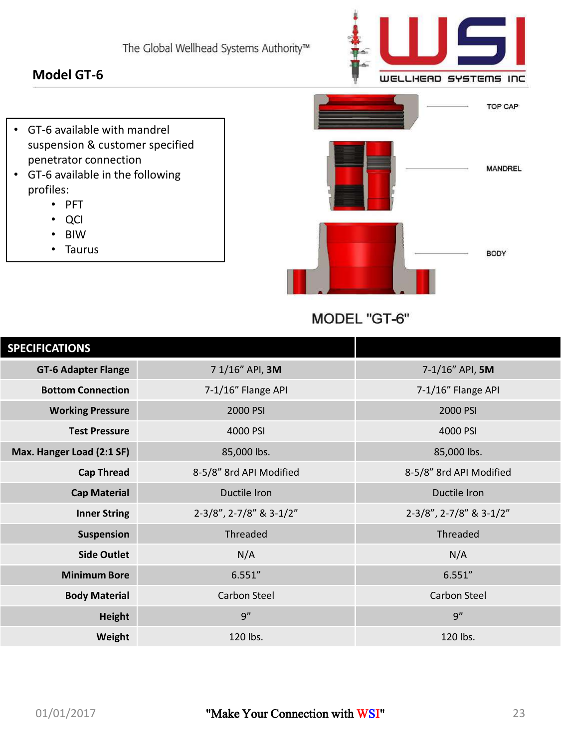The Global Wellhead Systems Authority™

## Model GT-6

- GT-6 available with mandrel suspension & customer specified penetrator connection
- GT-6 available in the following profiles:
  - PFT
  - QCI
  - BIW
  - Taurus

TOP CAP

MANDREL

BODY

MODEL "GT-6"

| SPECIFICATIONS | | |
|---|---|---|
| **GT-6 Adapter Flange** | 7 1/16" API, **3M** | 7-1/16" API, **5M** |
| **Bottom Connection** | 7-1/16" Flange API | 7-1/16" Flange API |
| **Working Pressure** | 2000 PSI | 2000 PSI |
| **Test Pressure** | 4000 PSI | 4000 PSI |
| **Max. Hanger Load (2:1 SF)** | 85,000 lbs. | 85,000 lbs. |
| **Cap Thread** | 8-5/8" 8rd API Modified | 8-5/8" 8rd API Modified |
| **Cap Material** | Ductile Iron | Ductile Iron |
| **Inner String** | 2-3/8", 2-7/8" & 3-1/2" | 2-3/8", 2-7/8" & 3-1/2" |
| **Suspension** | Threaded | Threaded |
| **Side Outlet** | N/A | N/A |
| **Minimum Bore** | 6.551" | 6.551" |
| **Body Material** | Carbon Steel | Carbon Steel |
| **Height** | 9" | 9" |
| **Weight** | 120 lbs. | 120 lbs. |

01/01/2017 "Make Your Connection with WSI"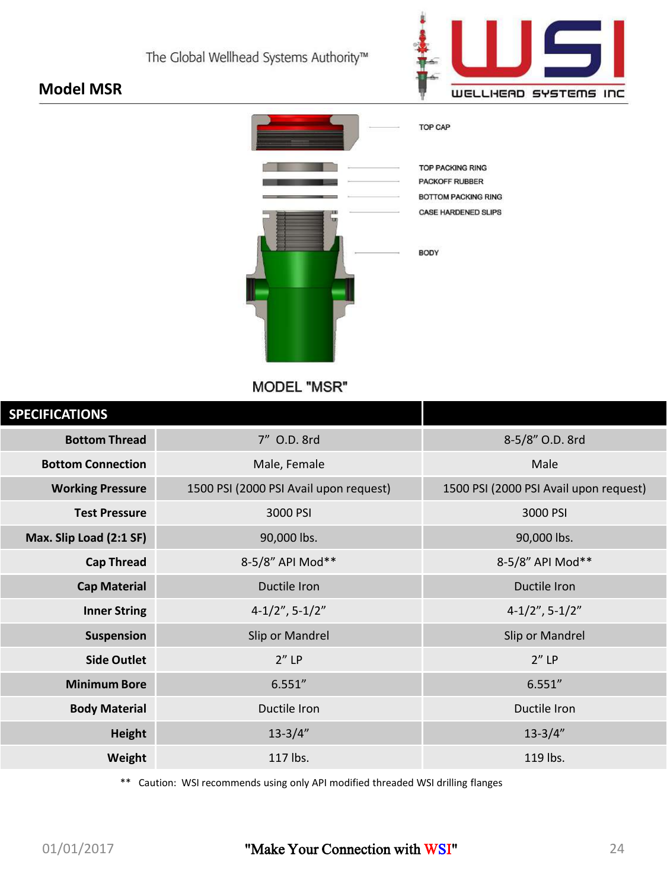## Model MSR

TOP CAP

TOP PACKING RING

PACKOFF RUBBER

BOTTOM PACKING RING

CASE HARDENED SLIPS

BODY

MODEL "MSR"

| SPECIFICATIONS | | |
|---|---|---|
| **Bottom Thread** | 7" O.D. 8rd | 8-5/8" O.D. 8rd |
| **Bottom Connection** | Male, Female | Male |
| **Working Pressure** | 1500 PSI (2000 PSI Avail upon request) | 1500 PSI (2000 PSI Avail upon request) |
| **Test Pressure** | 3000 PSI | 3000 PSI |
| **Max. Slip Load (2:1 SF)** | 90,000 lbs. | 90,000 lbs. |
| **Cap Thread** | 8-5/8" API Mod** | 8-5/8" API Mod** |
| **Cap Material** | Ductile Iron | Ductile Iron |
| **Inner String** | 4-1/2", 5-1/2" | 4-1/2", 5-1/2" |
| **Suspension** | Slip or Mandrel | Slip or Mandrel |
| **Side Outlet** | 2" LP | 2" LP |
| **Minimum Bore** | 6.551" | 6.551" |
| **Body Material** | Ductile Iron | Ductile Iron |
| **Height** | 13-3/4" | 13-3/4" |
| **Weight** | 117 lbs. | 119 lbs. |

** Caution: WSI recommends using only API modified threaded WSI drilling flanges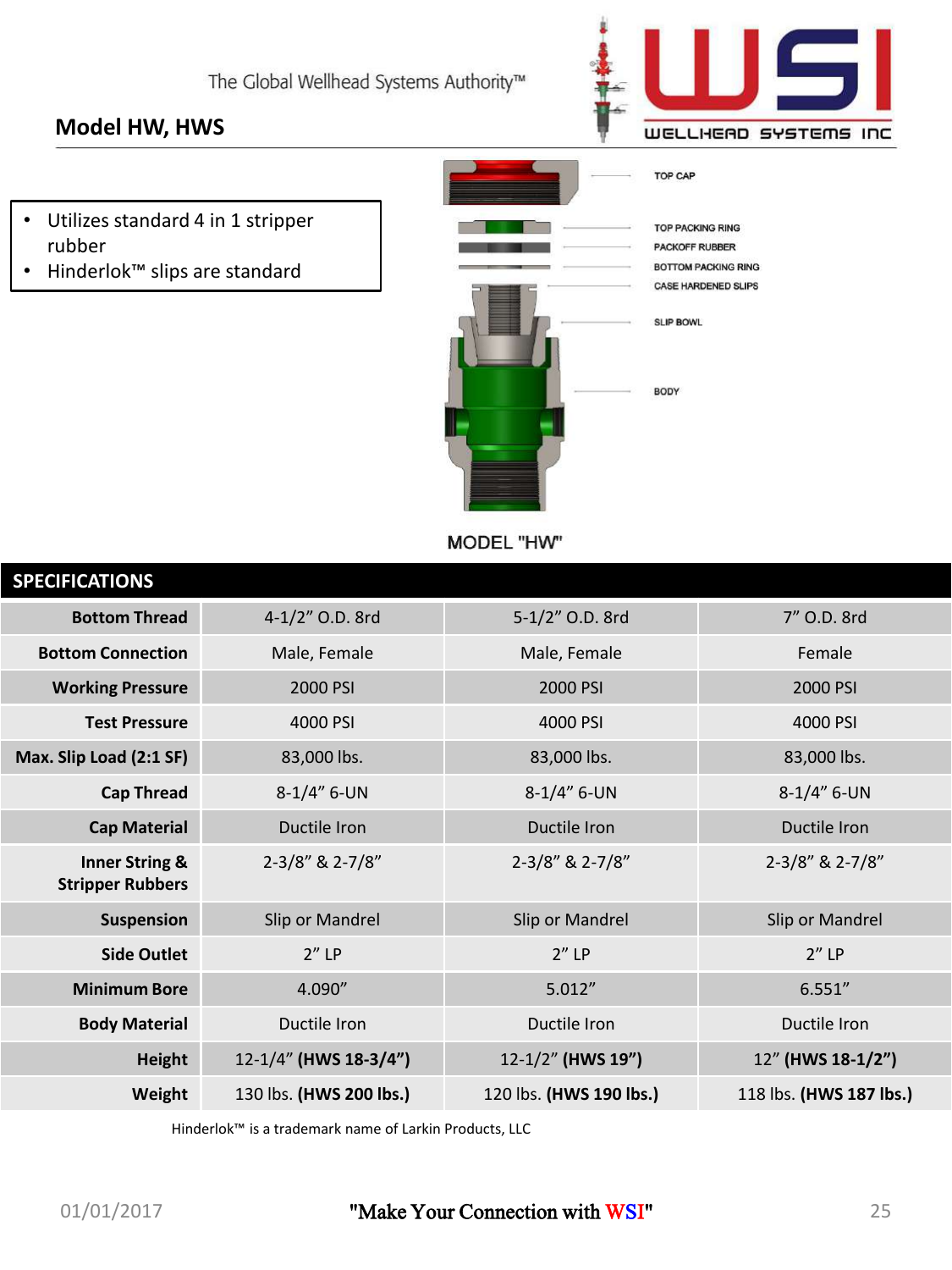The Global Wellhead Systems Authority™

## Model HW, HWS

- Utilizes standard 4 in 1 stripper rubber
- Hinderlok™ slips are standard

TOP CAP

TOP PACKING RING

PACKOFF RUBBER

BOTTOM PACKING RING

CASE HARDENED SLIPS

SLIP BOWL

BODY

MODEL "HW"

### SPECIFICATIONS

| | | | |
|---|---|---|---|
| **Bottom Thread** | 4-1/2" O.D. 8rd | 5-1/2" O.D. 8rd | 7" O.D. 8rd |
| **Bottom Connection** | Male, Female | Male, Female | Female |
| **Working Pressure** | 2000 PSI | 2000 PSI | 2000 PSI |
| **Test Pressure** | 4000 PSI | 4000 PSI | 4000 PSI |
| **Max. Slip Load (2:1 SF)** | 83,000 lbs. | 83,000 lbs. | 83,000 lbs. |
| **Cap Thread** | 8-1/4" 6-UN | 8-1/4" 6-UN | 8-1/4" 6-UN |
| **Cap Material** | Ductile Iron | Ductile Iron | Ductile Iron |
| **Inner String & Stripper Rubbers** | 2-3/8" & 2-7/8" | 2-3/8" & 2-7/8" | 2-3/8" & 2-7/8" |
| **Suspension** | Slip or Mandrel | Slip or Mandrel | Slip or Mandrel |
| **Side Outlet** | 2" LP | 2" LP | 2" LP |
| **Minimum Bore** | 4.090" | 5.012" | 6.551" |
| **Body Material** | Ductile Iron | Ductile Iron | Ductile Iron |
| **Height** | 12-1/4" **(HWS 18-3/4")** | 12-1/2" **(HWS 19")** | 12" **(HWS 18-1/2")** |
| **Weight** | 130 lbs. **(HWS 200 lbs.)** | 120 lbs. **(HWS 190 lbs.)** | 118 lbs. **(HWS 187 lbs.)** |

Hinderlok™ is a trademark name of Larkin Products, LLC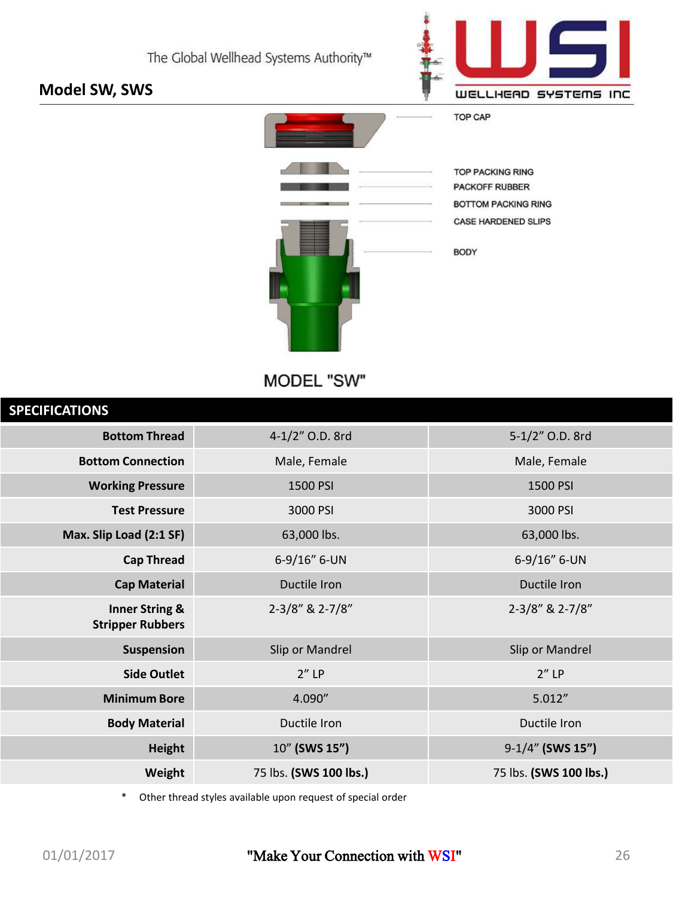## Model SW, SWS

TOP CAP

TOP PACKING RING

PACKOFF RUBBER

BOTTOM PACKING RING

CASE HARDENED SLIPS

BODY

MODEL "SW"

| SPECIFICATIONS | | |
|---|---|---|
| **Bottom Thread** | 4-1/2" O.D. 8rd | 5-1/2" O.D. 8rd |
| **Bottom Connection** | Male, Female | Male, Female |
| **Working Pressure** | 1500 PSI | 1500 PSI |
| **Test Pressure** | 3000 PSI | 3000 PSI |
| **Max. Slip Load (2:1 SF)** | 63,000 lbs. | 63,000 lbs. |
| **Cap Thread** | 6-9/16" 6-UN | 6-9/16" 6-UN |
| **Cap Material** | Ductile Iron | Ductile Iron |
| **Inner String & Stripper Rubbers** | 2-3/8" & 2-7/8" | 2-3/8" & 2-7/8" |
| **Suspension** | Slip or Mandrel | Slip or Mandrel |
| **Side Outlet** | 2" LP | 2" LP |
| **Minimum Bore** | 4.090" | 5.012" |
| **Body Material** | Ductile Iron | Ductile Iron |
| **Height** | 10" **(SWS 15")** | 9-1/4" **(SWS 15")** |
| **Weight** | 75 lbs. **(SWS 100 lbs.)** | 75 lbs. **(SWS 100 lbs.)** |

* Other thread styles available upon request of special order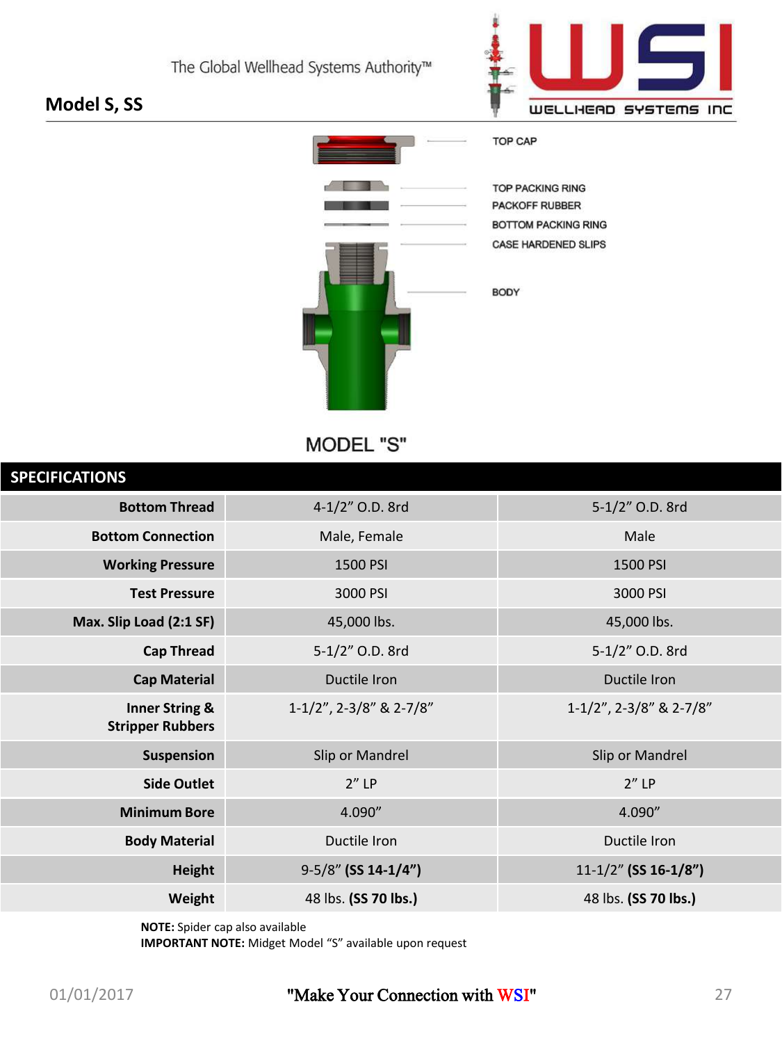## Model S, SS

TOP CAP

TOP PACKING RING

PACKOFF RUBBER

BOTTOM PACKING RING

CASE HARDENED SLIPS

BODY

MODEL "S"

| SPECIFICATIONS | | |
|---|---|---|
| **Bottom Thread** | 4-1/2" O.D. 8rd | 5-1/2" O.D. 8rd |
| **Bottom Connection** | Male, Female | Male |
| **Working Pressure** | 1500 PSI | 1500 PSI |
| **Test Pressure** | 3000 PSI | 3000 PSI |
| **Max. Slip Load (2:1 SF)** | 45,000 lbs. | 45,000 lbs. |
| **Cap Thread** | 5-1/2" O.D. 8rd | 5-1/2" O.D. 8rd |
| **Cap Material** | Ductile Iron | Ductile Iron |
| **Inner String & Stripper Rubbers** | 1-1/2", 2-3/8" & 2-7/8" | 1-1/2", 2-3/8" & 2-7/8" |
| **Suspension** | Slip or Mandrel | Slip or Mandrel |
| **Side Outlet** | 2" LP | 2" LP |
| **Minimum Bore** | 4.090" | 4.090" |
| **Body Material** | Ductile Iron | Ductile Iron |
| **Height** | 9-5/8" **(SS 14-1/4")** | 11-1/2" **(SS 16-1/8")** |
| **Weight** | 48 lbs. **(SS 70 lbs.)** | 48 lbs. **(SS 70 lbs.)** |

**NOTE:** Spider cap also available

**IMPORTANT NOTE:** Midget Model "S" available upon request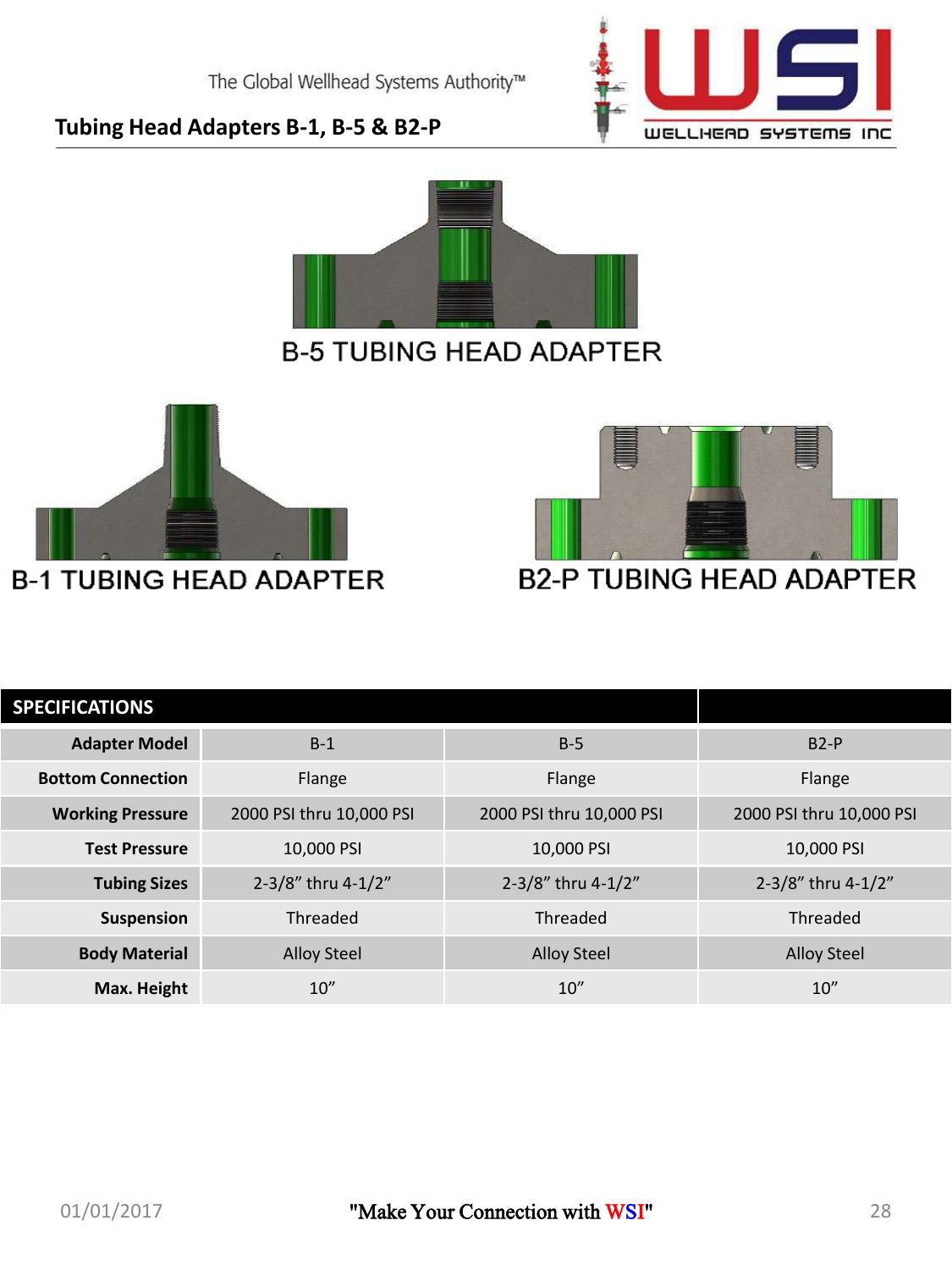## Tubing Head Adapters B-1, B-5 & B2-P

B-5 TUBING HEAD ADAPTER

B-1 TUBING HEAD ADAPTER

B2-P TUBING HEAD ADAPTER

| SPECIFICATIONS | | | |
|---|---|---|---|
| **Adapter Model** | B-1 | B-5 | B2-P |
| **Bottom Connection** | Flange | Flange | Flange |
| **Working Pressure** | 2000 PSI thru 10,000 PSI | 2000 PSI thru 10,000 PSI | 2000 PSI thru 10,000 PSI |
| **Test Pressure** | 10,000 PSI | 10,000 PSI | 10,000 PSI |
| **Tubing Sizes** | 2-3/8” thru 4-1/2” | 2-3/8” thru 4-1/2” | 2-3/8” thru 4-1/2” |
| **Suspension** | Threaded | Threaded | Threaded |
| **Body Material** | Alloy Steel | Alloy Steel | Alloy Steel |
| **Max. Height** | 10” | 10” | 10” |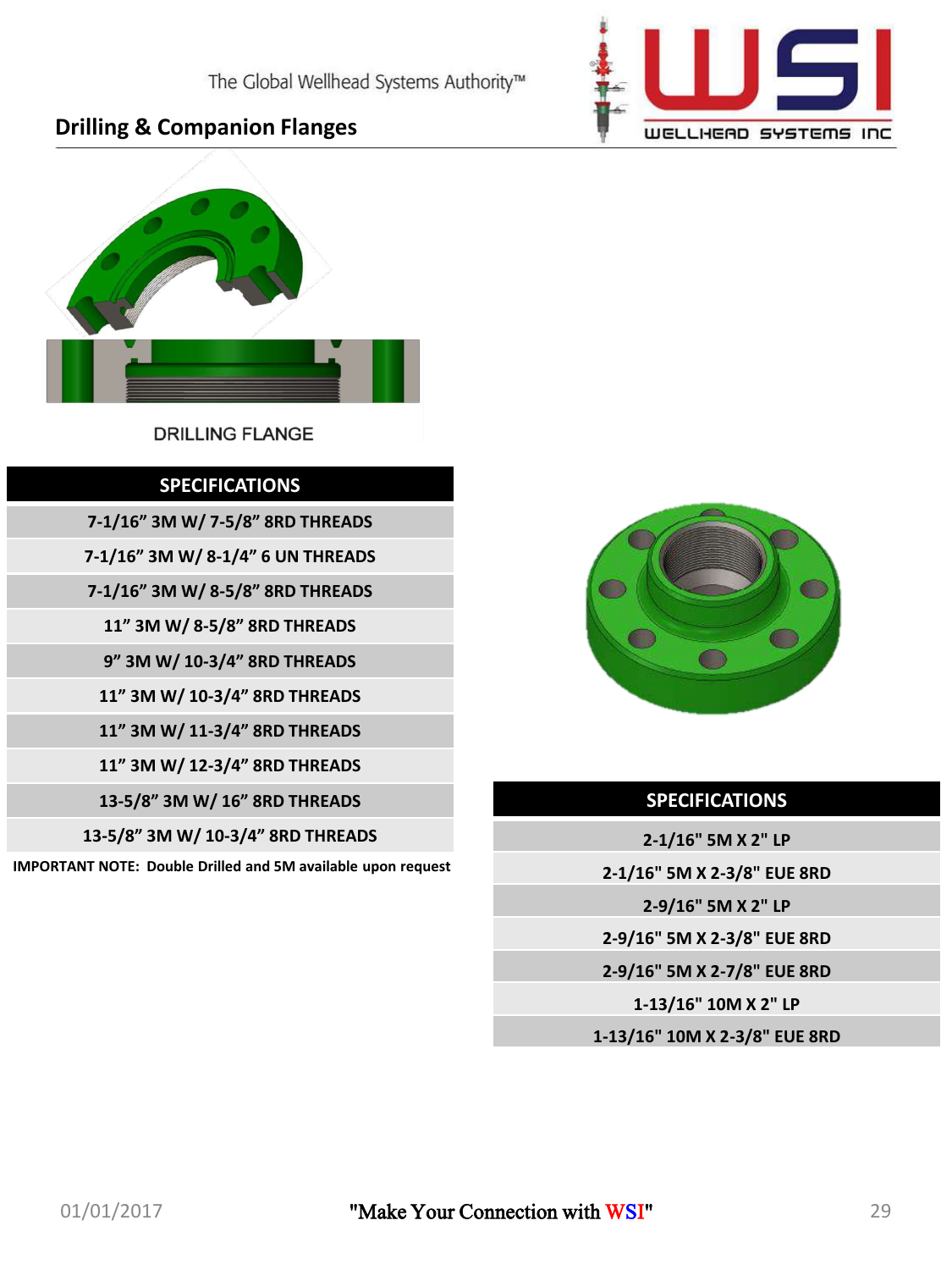## Drilling & Companion Flanges

DRILLING FLANGE

| SPECIFICATIONS |
|---|
| 7-1/16” 3M W/ 7-5/8” 8RD THREADS |
| 7-1/16” 3M W/ 8-1/4” 6 UN THREADS |
| 7-1/16” 3M W/ 8-5/8” 8RD THREADS |
| 11” 3M W/ 8-5/8” 8RD THREADS |
| 9” 3M W/ 10-3/4” 8RD THREADS |
| 11” 3M W/ 10-3/4” 8RD THREADS |
| 11” 3M W/ 11-3/4” 8RD THREADS |
| 11” 3M W/ 12-3/4” 8RD THREADS |
| 13-5/8” 3M W/ 16” 8RD THREADS |
| 13-5/8” 3M W/ 10-3/4” 8RD THREADS |

**IMPORTANT NOTE: Double Drilled and 5M available upon request**

| SPECIFICATIONS |
|---|
| 2-1/16" 5M X 2" LP |
| 2-1/16" 5M X 2-3/8" EUE 8RD |
| 2-9/16" 5M X 2" LP |
| 2-9/16" 5M X 2-3/8" EUE 8RD |
| 2-9/16" 5M X 2-7/8" EUE 8RD |
| 1-13/16" 10M X 2" LP |
| 1-13/16" 10M X 2-3/8" EUE 8RD |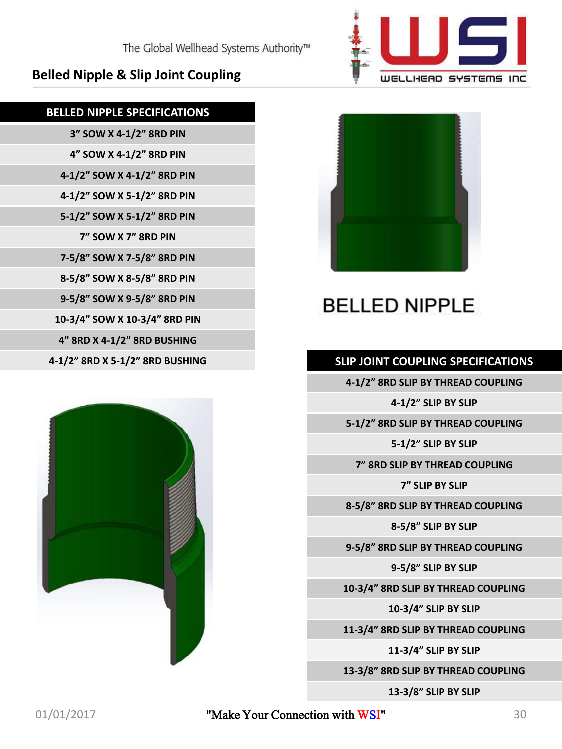## Belled Nipple & Slip Joint Coupling

| BELLED NIPPLE SPECIFICATIONS |
|---|
| 3” SOW X 4-1/2” 8RD PIN |
| 4” SOW X 4-1/2” 8RD PIN |
| 4-1/2” SOW X 4-1/2” 8RD PIN |
| 4-1/2” SOW X 5-1/2” 8RD PIN |
| 5-1/2” SOW X 5-1/2” 8RD PIN |
| 7” SOW X 7” 8RD PIN |
| 7-5/8” SOW X 7-5/8” 8RD PIN |
| 8-5/8” SOW X 8-5/8” 8RD PIN |
| 9-5/8” SOW X 9-5/8” 8RD PIN |
| 10-3/4” SOW X 10-3/4” 8RD PIN |
| 4” 8RD X 4-1/2” 8RD BUSHING |
| 4-1/2” 8RD X 5-1/2” 8RD BUSHING |

BELLED NIPPLE

| SLIP JOINT COUPLING SPECIFICATIONS |
|---|
| 4-1/2” 8RD SLIP BY THREAD COUPLING |
| 4-1/2” SLIP BY SLIP |
| 5-1/2” 8RD SLIP BY THREAD COUPLING |
| 5-1/2” SLIP BY SLIP |
| 7” 8RD SLIP BY THREAD COUPLING |
| 7” SLIP BY SLIP |
| 8-5/8” 8RD SLIP BY THREAD COUPLING |
| 8-5/8” SLIP BY SLIP |
| 9-5/8” 8RD SLIP BY THREAD COUPLING |
| 9-5/8” SLIP BY SLIP |
| 10-3/4” 8RD SLIP BY THREAD COUPLING |
| 10-3/4” SLIP BY SLIP |
| 11-3/4” 8RD SLIP BY THREAD COUPLING |
| 11-3/4” SLIP BY SLIP |
| 13-3/8” 8RD SLIP BY THREAD COUPLING |
| 13-3/8” SLIP BY SLIP |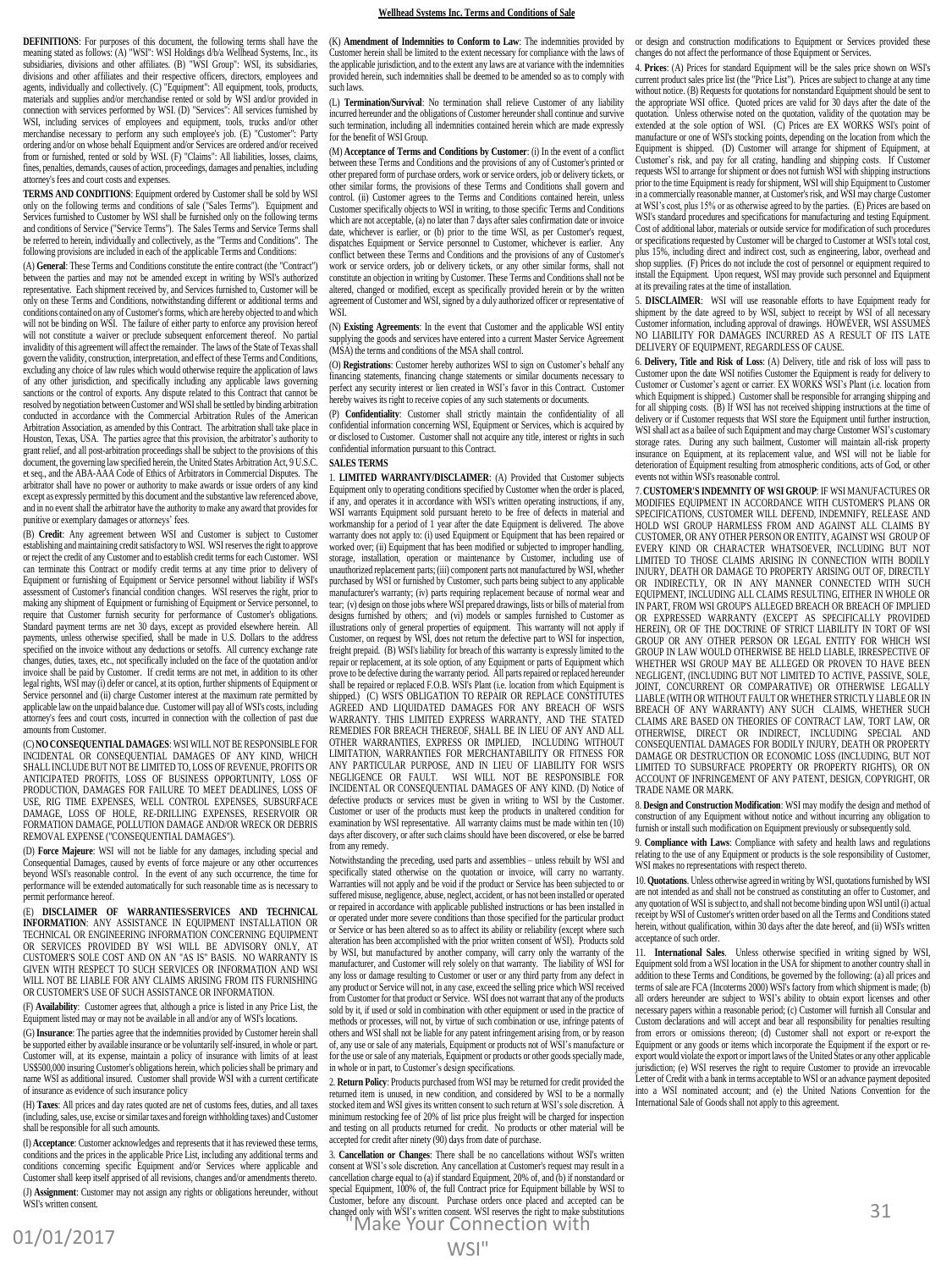# Wellhead Systems Inc. Terms and Conditions of Sale

**DEFINITIONS**: For purposes of this document, the following terms shall have the meaning stated as follows: (A) "WSI": WSI Holdings d/b/a Wellhead Systems, Inc., its subsidiaries, divisions and other affiliates. (B) "WSI Group": WSI, its subsidiaries, divisions and other affiliates and their respective officers, directors, employees and agents, individually and collectively. (C) "Equipment": All equipment, tools, products, materials and supplies and/or merchandise rented or sold by WSI and/or provided in connection with services performed by WSI. (D) "Services": All services furnished by WSI, including services of employees and equipment, tools, trucks and/or other merchandise necessary to perform any such employee's job. (E) "Customer": Party ordering and/or on whose behalf Equipment and/or Services are ordered and/or received from or furnished, rented or sold by WSI. (F) "Claims": All liabilities, losses, claims, fines, penalties, demands, causes of action, proceedings, damages and penalties, including attorney's fees and court costs and expenses.

**TERMS AND CONDITIONS**: Equipment ordered by Customer shall be sold by WSI only on the following terms and conditions of sale ("Sales Terms"). Equipment and Services furnished to Customer by WSI shall be furnished only on the following terms and conditions of Service ("Service Terms"). The Sales Terms and Service Terms shall be referred to herein, individually and collectively, as the "Terms and Conditions". The following provisions are included in each of the applicable Terms and Conditions:

(A) **General**: These Terms and Conditions constitute the entire contract (the "Contract") between the parties and may not be amended except in writing by WSI's authorized representative. Each shipment received by, and Services furnished to, Customer will be only on these Terms and Conditions, notwithstanding different or additional terms and conditions contained on any of Customer's forms, which are hereby objected to and which will not be binding on WSI. The failure of either party to enforce any provision hereof will not constitute a waiver or preclude subsequent enforcement thereof. No partial invalidity of this agreement will affect the remainder. The laws of the State of Texas shall govern the validity, construction, interpretation, and effect of these Terms and Conditions, excluding any choice of law rules which would otherwise require the application of laws of any other jurisdiction, and specifically including any applicable laws governing sanctions or the control of exports. Any dispute related to this Contract that cannot be resolved by negotiation between Customer and WSI shall be settled by binding arbitration conducted in accordance with the Commercial Arbitration Rules of the American Arbitration Association, as amended by this Contract. The arbitration shall take place in Houston, Texas, USA. The parties agree that this provision, the arbitrator's authority to grant relief, and all post-arbitration proceedings shall be subject to the provisions of this document, the governing law specified herein, the United States Arbitration Act, 9 U.S.C. et seq., and the ABA-AAA Code of Ethics of Arbitrators in Commercial Disputes. The arbitrator shall have no power or authority to make awards or issue orders of any kind except as expressly permitted by this document and the substantive law referenced above, and in no event shall the arbitrator have the authority to make any award that provides for punitive or exemplary damages or attorneys' fees.

(B) **Credit**: Any agreement between WSI and Customer is subject to Customer establishing and maintaining credit satisfactory to WSI. WSI reserves the right to approve or reject the credit of any Customer and to establish credit terms for each Customer. WSI can terminate this Contract or modify credit terms at any time prior to delivery of Equipment or furnishing of Equipment or Service personnel without liability if WSI's assessment of Customer's financial condition changes. WSI reserves the right, prior to making any shipment of Equipment or furnishing of Equipment or Service personnel, to require that Customer furnish security for performance of Customer's obligations. Standard payment terms are net 30 days, except as provided elsewhere herein. All payments, unless otherwise specified, shall be made in U.S. Dollars to the address specified on the invoice without any deductions or setoffs. All currency exchange rate changes, duties, taxes, etc., not specifically included on the face of the quotation and/or invoice shall be paid by Customer. If credit terms are not met, in addition to its other legal rights, WSI may (i) defer or cancel, at its option, further shipments of Equipment or Service personnel and (ii) charge Customer interest at the maximum rate permitted by applicable law on the unpaid balance due. Customer will pay all of WSI's costs, including attorney's fees and court costs, incurred in connection with the collection of past due amounts from Customer.

(C) **NO CONSEQUENTIAL DAMAGES**: WSI WILL NOT BE RESPONSIBLE FOR INCIDENTAL OR CONSEQUENTIAL DAMAGES OF ANY KIND, WHICH SHALL INCLUDE BUT NOT BE LIMITED TO, LOSS OF REVENUE, PROFITS OR ANTICIPATED PROFITS, LOSS OF BUSINESS OPPORTUNITY, LOSS OF PRODUCTION, DAMAGES FOR FAILURE TO MEET DEADLINES, LOSS OF USE, RIG TIME EXPENSES, WELL CONTROL EXPENSES, SUBSURFACE DAMAGE, LOSS OF HOLE, RE-DRILLING EXPENSES, RESERVOIR OR FORMATION DAMAGE, POLLUTION DAMAGE AND/OR WRECK OR DEBRIS REMOVAL EXPENSE ("CONSEQUENTIAL DAMAGES").

(D) **Force Majeure**: WSI will not be liable for any damages, including special and Consequential Damages, caused by events of force majeure or any other occurrences beyond WSI's reasonable control. In the event of any such occurrence, the time for performance will be extended automatically for such reasonable time as is necessary to permit performance hereof.

(E) **DISCLAIMER OF WARRANTIES/SERVICES AND TECHNICAL INFORMATION**: ANY ASSISTANCE IN EQUIPMENT INSTALLATION OR TECHNICAL OR ENGINEERING INFORMATION CONCERNING EQUIPMENT OR SERVICES PROVIDED BY WSI WILL BE ADVISORY ONLY, AT CUSTOMER'S SOLE COST AND ON AN "AS IS" BASIS. NO WARRANTY IS GIVEN WITH RESPECT TO SUCH SERVICES OR INFORMATION AND WSI WILL NOT BE LIABLE FOR ANY CLAIMS ARISING FROM ITS FURNISHING OR CUSTOMER'S USE OF SUCH ASSISTANCE OR INFORMATION.

(F) **Availability**: Customer agrees that, although a price is listed in any Price List, the Equipment listed may or may not be available in all and/or any of WSI's locations.

(G) **Insurance**: The parties agree that the indemnities provided by Customer herein shall be supported either by available insurance or be voluntarily self-insured, in whole or part. Customer will, at its expense, maintain a policy of insurance with limits of at least US$500,000 insuring Customer's obligations herein, which policies shall be primary and name WSI as additional insured. Customer shall provide WSI with a current certificate of insurance as evidence of such insurance policy

(H) **Taxes**: All prices and day rates quoted are net of customs fees, duties, and all taxes (including, sales, use, excise or similar taxes and foreign withholding taxes) and Customer shall be responsible for all such amounts.

(I) **Acceptance**: Customer acknowledges and represents that it has reviewed these terms, conditions and the prices in the applicable Price List, including any additional terms and conditions concerning specific Equipment and/or Services where applicable and Customer shall keep itself apprised of all revisions, changes and/or amendments thereto.

(J) **Assignment**: Customer may not assign any rights or obligations hereunder, without WSI's written consent.

(K) **Amendment of Indemnities to Conform to Law**: The indemnities provided by Customer herein shall be limited to the extent necessary for compliance with the laws of the applicable jurisdiction, and to the extent any laws are at variance with the indemnities provided herein, such indemnities shall be deemed to be amended so as to comply with such laws.

(L) **Termination/Survival**: No termination shall relieve Customer of any liability incurred hereunder and the obligations of Customer hereunder shall continue and survive such termination, including all indemnities contained herein which are made expressly for the benefit of WSI Group.

(M) **Acceptance of Terms and Conditions by Customer**: (i) In the event of a conflict between these Terms and Conditions and the provisions of any of Customer's printed or other prepared form of purchase orders, work or service orders, job or delivery tickets, or other similar forms, the provisions of these Terms and Conditions shall govern and control. (ii) Customer agrees to the Terms and Conditions contained herein, unless Customer specifically objects to WSI in writing, to those specific Terms and Conditions which are not acceptable, (a) no later than 7 days after sales confirmation date or invoice date, whichever is earlier, or (b) prior to the time WSI, as per Customer's request, dispatches Equipment or Service personnel to Customer, whichever is earlier. Any conflict between these Terms and Conditions and the provisions of any of Customer's work or service orders, job or delivery tickets, or any other similar forms, shall not constitute an objection in writing by Customer. These Terms and Conditions shall not be altered, changed or modified, except as specifically provided herein or by the written agreement of Customer and WSI, signed by a duly authorized officer or representative of WSI.

(N) **Existing Agreements**: In the event that Customer and the applicable WSI entity supplying the goods and services have entered into a current Master Service Agreement (MSA) the terms and conditions of the MSA shall control.

(O) **Registrations**: Customer hereby authorizes WSI to sign on Customer's behalf any financing statements, financing change statements or similar documents necessary to perfect any security interest or lien created in WSI's favor in this Contract. Customer hereby waives its right to receive copies of any such statements or documents.

(P) **Confidentiality**: Customer shall strictly maintain the confidentiality of all confidential information concerning WSI, Equipment or Services, which is acquired by or disclosed to Customer. Customer shall not acquire any title, interest or rights in such confidential information pursuant to this Contract.

**SALES TERMS**

1. **LIMITED WARRANTY/DISCLAIMER**: (A) Provided that Customer subjects Equipment only to operating conditions specified by Customer when the order is placed, if any, and operates it in accordance with WSI's written operating instructions, if any, WSI warrants Equipment sold pursuant hereto to be free of defects in material and workmanship for a period of 1 year after the date Equipment is delivered. The above warranty does not apply to: (i) used Equipment or Equipment that has been repaired or worked over; (ii) Equipment that has been modified or subjected to improper handling, storage, installation, operation or maintenance by Customer, including use of unauthorized replacement parts; (iii) component parts not manufactured by WSI, whether purchased by WSI or furnished by Customer, such parts being subject to any applicable manufacturer's warranty; (iv) parts requiring replacement because of normal wear and tear; (v) design on those jobs where WSI prepared drawings, lists or bills of material from designs furnished by others; and (vi) models or samples furnished to Customer as illustrations only of general properties of equipment. This warranty will not apply if Customer, on request by WSI, does not return the defective part to WSI for inspection, freight prepaid. (B) WSI's liability for breach of this warranty is expressly limited to the repair or replacement, at its sole option, of any Equipment or parts of Equipment which prove to be defective during the warranty period. All parts repaired or replaced hereunder shall be repaired or replaced F.O.B. WSI's Plant (i.e. location from which Equipment is shipped.) (C) WSI'S OBLIGATION TO REPAIR OR REPLACE CONSTITUTES AGREED AND LIQUIDATED DAMAGES FOR ANY BREACH OF WSI'S WARRANTY. THIS LIMITED EXPRESS WARRANTY, AND THE STATED REMEDIES FOR BREACH THEREOF, SHALL BE IN LIEU OF ANY AND ALL OTHER WARRANTIES, EXPRESS OR IMPLIED, INCLUDING WITHOUT LIMITATION, WARRANTIES FOR MERCHANTABILITY OR FITNESS FOR ANY PARTICULAR PURPOSE, AND IN LIEU OF LIABILITY FOR WSI'S NEGLIGENCE OR FAULT. WSI WILL NOT BE RESPONSIBLE FOR INCIDENTAL OR CONSEQUENTIAL DAMAGES OF ANY KIND. (D) Notice of defective products or services must be given in writing to WSI by the Customer. Customer or user of the products must keep the products in unaltered condition for examination by WSI representative. All warranty claims must be made within ten (10) days after discovery, or after such claims should have been discovered, or else be barred from any remedy.

Notwithstanding the preceding, used parts and assemblies – unless rebuilt by WSI and specifically stated otherwise on the quotation or invoice, will carry no warranty. Warranties will not apply and be void if the product or Service has been subjected to or suffered misuse, negligence, abuse, neglect, accident, or has not been installed or operated or repaired in accordance with applicable published instructions or has been installed in or operated under more severe conditions than those specified for the particular product or Service or has been altered so as to affect its ability or reliability (except where such alteration has been accomplished with the prior written consent of WSI). Products sold by WSI, but manufactured by another company, will carry only the warranty of the manufacturer, and Customer will rely solely on that warranty. The liability of WSI for any loss or damage resulting to Customer or user or any third party from any defect in any product or Service will not, in any case, exceed the selling price which WSI received from Customer for that product or Service. WSI does not warrant that any of the products sold by it, if used or sold in combination with other equipment or used in the practice of methods or processes, will not, by virtue of such combination or use, infringe patents of others and WSI shall not be liable for any patent infringement arising from, or by reason of, any use or sale of any materials, Equipment or products not of WSI's manufacture or for the use or sale of any materials, Equipment or products or other goods specially made, in whole or in part, to Customer's design specifications.

2. **Return Policy**: Products purchased from WSI may be returned for credit provided the returned item is unused, in new condition, and considered by WSI to be a normally stocked item and WSI gives its written consent to such return at WSI's sole discretion. A minimum restocking fee of 20% of list price plus freight will be charged for inspection and testing on all products returned for credit. No products or other material will be accepted for credit after ninety (90) days from date of purchase.

3. **Cancellation or Changes**: There shall be no cancellations without WSI's written consent at WSI's sole discretion. Any cancellation at Customer's request may result in a cancellation charge equal to (a) if standard Equipment, 20% of, and (b) if nonstandard or special Equipment, 100% of, the full Contract price for Equipment billable by WSI to Customer, before any discount. Purchase orders once placed and accepted can be changed only with WSI's written consent. WSI reserves the right to make substitutions or design and construction modifications to Equipment or Services provided these changes do not affect the performance of those Equipment or Services.

4. **Prices**: (A) Prices for standard Equipment will be the sales price shown on WSI's current product sales price list (the "Price List"). Prices are subject to change at any time without notice. (B) Requests for quotations for nonstandard Equipment should be sent to the appropriate WSI office. Quoted prices are valid for 30 days after the date of the quotation. Unless otherwise noted on the quotation, validity of the quotation may be extended at the sole option of WSI. (C) Prices are EX WORKS WSI's point of manufacture or one of WSI's stocking points, depending on the location from which the Equipment is shipped. (D) Customer will arrange for shipment of Equipment, at Customer's risk, and pay for all crating, handling and shipping costs. If Customer requests WSI to arrange for shipment or does not furnish WSI with shipping instructions prior to the time Equipment is ready for shipment, WSI will ship Equipment to Customer in a commercially reasonable manner, at Customer's risk, and WSI may charge Customer at WSI's cost, plus 15% or as otherwise agreed to by the parties. (E) Prices are based on WSI's standard procedures and specifications for manufacturing and testing Equipment. Cost of additional labor, materials or outside service for modification of such procedures or specifications requested by Customer will be charged to Customer at WSI's total cost, plus 15%, including direct and indirect cost, such as engineering, labor, overhead and shop supplies. (F) Prices do not include the cost of personnel or equipment required to install the Equipment. Upon request, WSI may provide such personnel and Equipment at its prevailing rates at the time of installation.

5. **DISCLAIMER**: WSI will use reasonable efforts to have Equipment ready for shipment by the date agreed to by WSI, subject to receipt by WSI of all necessary Customer information, including approval of drawings. HOWEVER, WSI ASSUMES NO LIABILITY FOR DAMAGES INCURRED AS A RESULT OF ITS LATE DELIVERY OF EQUIPMENT, REGARDLESS OF CAUSE.

6. **Delivery, Title and Risk of Loss**: (A) Delivery, title and risk of loss will pass to Customer upon the date WSI notifies Customer the Equipment is ready for delivery to Customer or Customer's agent or carrier. EX WORKS WSI's Plant (i.e. location from which Equipment is shipped.) Customer shall be responsible for arranging shipping and for all shipping costs. (B) If WSI has not received shipping instructions at the time of delivery or if Customer requests that WSI store the Equipment until further instruction, WSI shall act as a bailee of such Equipment and may charge Customer WSI's customary storage rates. During any such bailment, Customer will maintain all-risk property insurance on Equipment, at its replacement value, and WSI will not be liable for deterioration of Equipment resulting from atmospheric conditions, acts of God, or other events not within WSI's reasonable control.

7. **CUSTOMER'S INDEMNITY OF WSI GROUP**: IF WSI MANUFACTURES OR MODIFIES EQUIPMENT IN ACCORDANCE WITH CUSTOMER'S PLANS OR SPECIFICATIONS, CUSTOMER WILL DEFEND, INDEMNIFY, RELEASE AND HOLD WSI GROUP HARMLESS FROM AND AGAINST ALL CLAIMS BY CUSTOMER, OR ANY OTHER PERSON OR ENTITY, AGAINST WSI GROUP OF EVERY KIND OR CHARACTER WHATSOEVER, INCLUDING BUT NOT LIMITED TO THOSE CLAIMS ARISING IN CONNECTION WITH BODILY INJURY, DEATH OR DAMAGE TO PROPERTY ARISING OUT OF, DIRECTLY OR INDIRECTLY, OR IN ANY MANNER CONNECTED WITH SUCH EQUIPMENT, INCLUDING ALL CLAIMS RESULTING, EITHER IN WHOLE OR IN PART, FROM WSI GROUP'S ALLEGED BREACH OR BREACH OF IMPLIED OR EXPRESSED WARRANTY (EXCEPT AS SPECIFICALLY PROVIDED HEREIN), OR OF THE DOCTRINE OF STRICT LIABILITY IN TORT OF WSI GROUP OR ANY OTHER PERSON OR LEGAL ENTITY FOR WHICH WSI GROUP IN LAW WOULD OTHERWISE BE HELD LIABLE, IRRESPECTIVE OF WHETHER WSI GROUP MAY BE ALLEGED OR PROVEN TO HAVE BEEN NEGLIGENT, (INCLUDING BUT NOT LIMITED TO ACTIVE, PASSIVE, SOLE, JOINT, CONCURRENT OR COMPARATIVE) OR OTHERWISE LEGALLY LIABLE (WITH OR WITHOUT FAULT OR WHETHER STRICTLY LIABLE OR IN BREACH OF ANY WARRANTY) ANY SUCH CLAIMS, WHETHER SUCH CLAIMS ARE BASED ON THEORIES OF CONTRACT LAW, TORT LAW, OR OTHERWISE, DIRECT OR INDIRECT, INCLUDING SPECIAL AND CONSEQUENTIAL DAMAGES FOR BODILY INJURY, DEATH OR PROPERTY DAMAGE OR DESTRUCTION OR ECONOMIC LOSS (INCLUDING, BUT NOT LIMITED TO SUBSURFACE PROPERTY OR PROPERTY RIGHTS), OR ON ACCOUNT OF INFRINGEMENT OF ANY PATENT, DESIGN, COPYRIGHT, OR TRADE NAME OR MARK.

8. **Design and Construction Modification**: WSI may modify the design and method of construction of any Equipment without notice and without incurring any obligation to furnish or install such modification on Equipment previously or subsequently sold.

9. **Compliance with Laws**: Compliance with safety and health laws and regulations relating to the use of any Equipment or products is the sole responsibility of Customer, WSI makes no representations with respect thereto.

10. **Quotations**. Unless otherwise agreed in writing by WSI, quotations furnished by WSI are not intended as and shall not be construed as constituting an offer to Customer, and any quotation of WSI is subject to, and shall not become binding upon WSI until (i) actual receipt by WSI of Customer's written order based on all the Terms and Conditions stated herein, without qualification, within 30 days after the date hereof, and (ii) WSI's written acceptance of such order.

11. **International Sales**. Unless otherwise specified in writing signed by WSI, Equipment sold from a WSI location in the USA for shipment to another country shall in addition to these Terms and Conditions, be governed by the following: (a) all prices and terms of sale are FCA (Incoterms 2000) WSI's factory from which shipment is made; (b) all orders hereunder are subject to WSI's ability to obtain export licenses and other necessary papers within a reasonable period; (c) Customer will furnish all Consular and Custom declarations and will accept and bear all responsibility for penalties resulting from errors or omissions thereon; (d) Customer shall not export or re-export the Equipment or any goods or items which incorporate the Equipment if the export or re-export would violate the export or import laws of the United States or any other applicable jurisdiction; (e) WSI reserves the right to require Customer to provide an irrevocable Letter of Credit with a bank in terms acceptable to WSI or an advance payment deposited into a WSI nominated account; and (e) the United Nations Convention for the International Sale of Goods shall not apply to this agreement.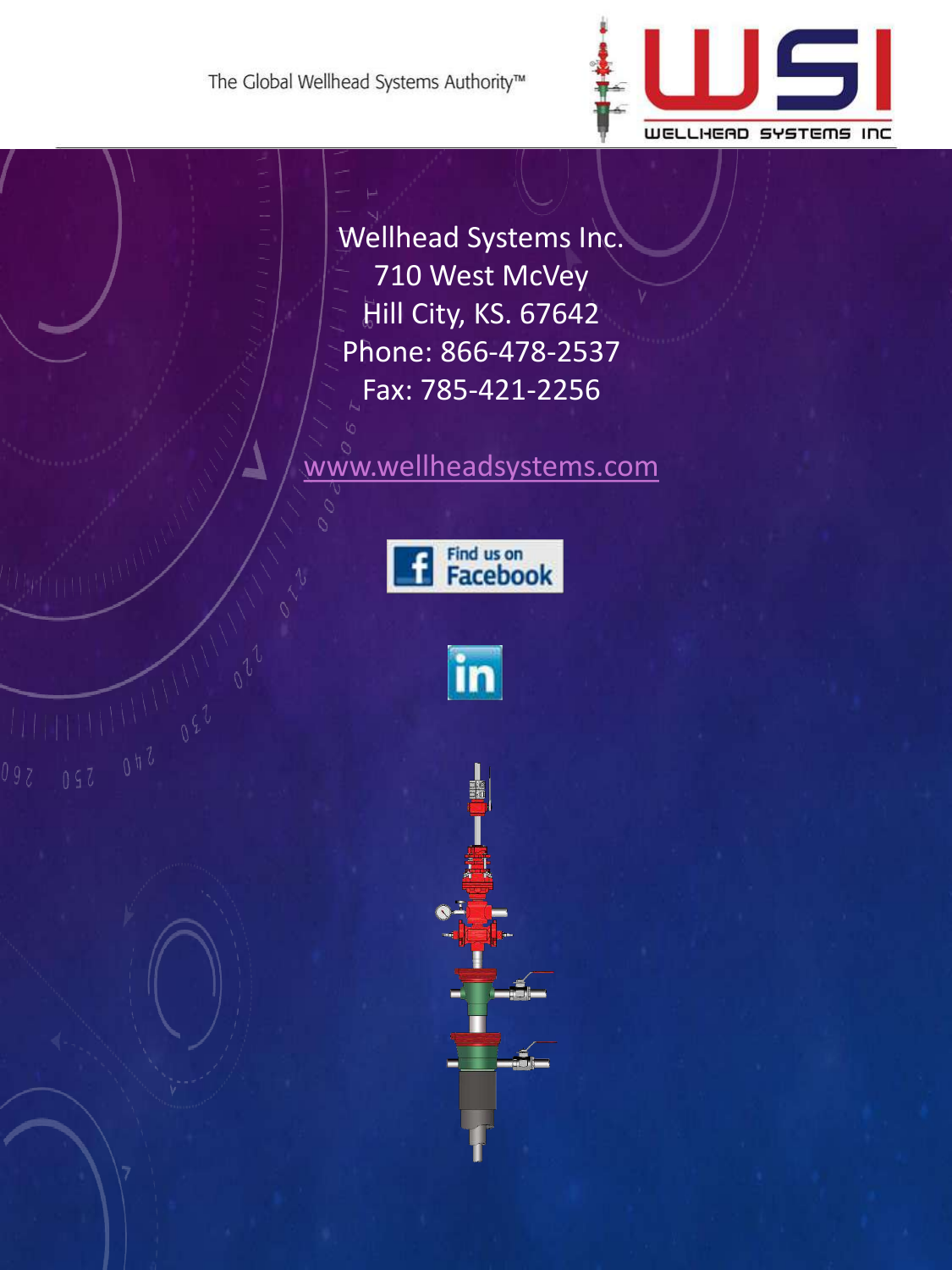The Global Wellhead Systems Authority™

Wellhead Systems Inc.
710 West McVey
Hill City, KS. 67642
Phone: 866-478-2537
Fax: 785-421-2256

www.wellheadsystems.com

Find us on Facebook